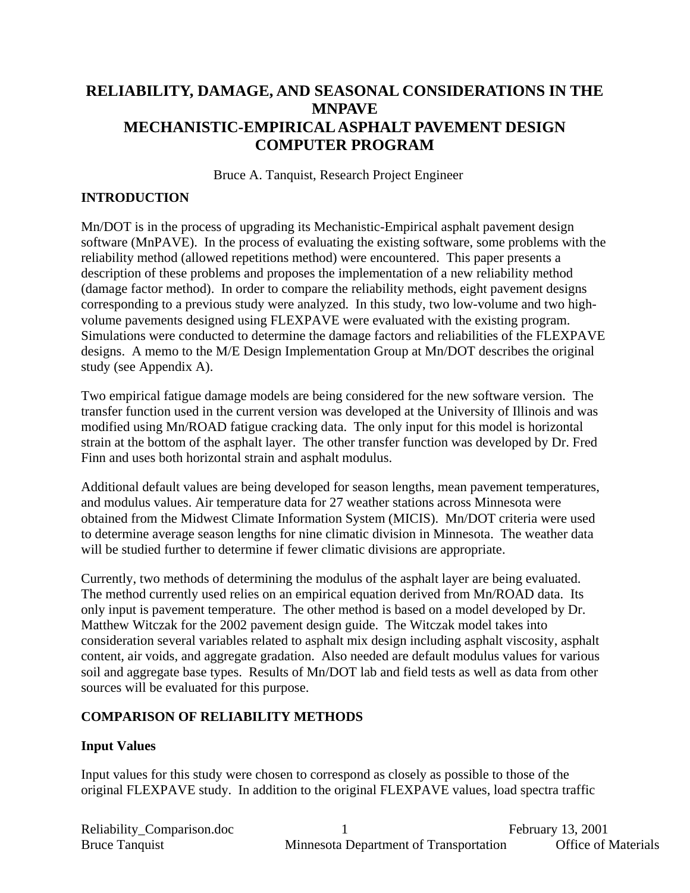# RELIABILITY, DAMAGE, AND SEASONAL CONSIDERATIONS IN THE MNPAVE MECHANISTIC-EMPIRICAL ASPHALT PAVEMENT DESIGN COMPUTER PROGRAM

Bruce A. Tanquist, Research Project Engineer

## INTRODUCTION

Mn/DOT is in the process of upgrading its Mechanistic-Empirical asphalt pavement design software (MnPAVE). In the process of evaluating the existing software, some problems with the reliability method (allowed repetitions method) were encountered. This paper presents a description of these problems and proposes the implementation of a new reliability method (damage factor method). In order to compare the reliability methods, eight pavement designs corresponding to a previous study were analyzed. In this study, two low-volume and two high-volume pavements designed using FLEXPAVE were evaluated with the existing program. Simulations were conducted to determine the damage factors and reliabilities of the FLEXPAVE designs. A memo to the M/E Design Implementation Group at Mn/DOT describes the original study (see Appendix A).

Two empirical fatigue damage models are being considered for the new software version. The transfer function used in the current version was developed at the University of Illinois and was modified using Mn/ROAD fatigue cracking data. The only input for this model is horizontal strain at the bottom of the asphalt layer. The other transfer function was developed by Dr. Fred Finn and uses both horizontal strain and asphalt modulus.

Additional default values are being developed for season lengths, mean pavement temperatures, and modulus values. Air temperature data for 27 weather stations across Minnesota were obtained from the Midwest Climate Information System (MICIS). Mn/DOT criteria were used to determine average season lengths for nine climatic division in Minnesota. The weather data will be studied further to determine if fewer climatic divisions are appropriate.

Currently, two methods of determining the modulus of the asphalt layer are being evaluated. The method currently used relies on an empirical equation derived from Mn/ROAD data. Its only input is pavement temperature. The other method is based on a model developed by Dr. Matthew Witczak for the 2002 pavement design guide. The Witczak model takes into consideration several variables related to asphalt mix design including asphalt viscosity, asphalt content, air voids, and aggregate gradation. Also needed are default modulus values for various soil and aggregate base types. Results of Mn/DOT lab and field tests as well as data from other sources will be evaluated for this purpose.

## COMPARISON OF RELIABILITY METHODS

### Input Values

Input values for this study were chosen to correspond as closely as possible to those of the original FLEXPAVE study. In addition to the original FLEXPAVE values, load spectra traffic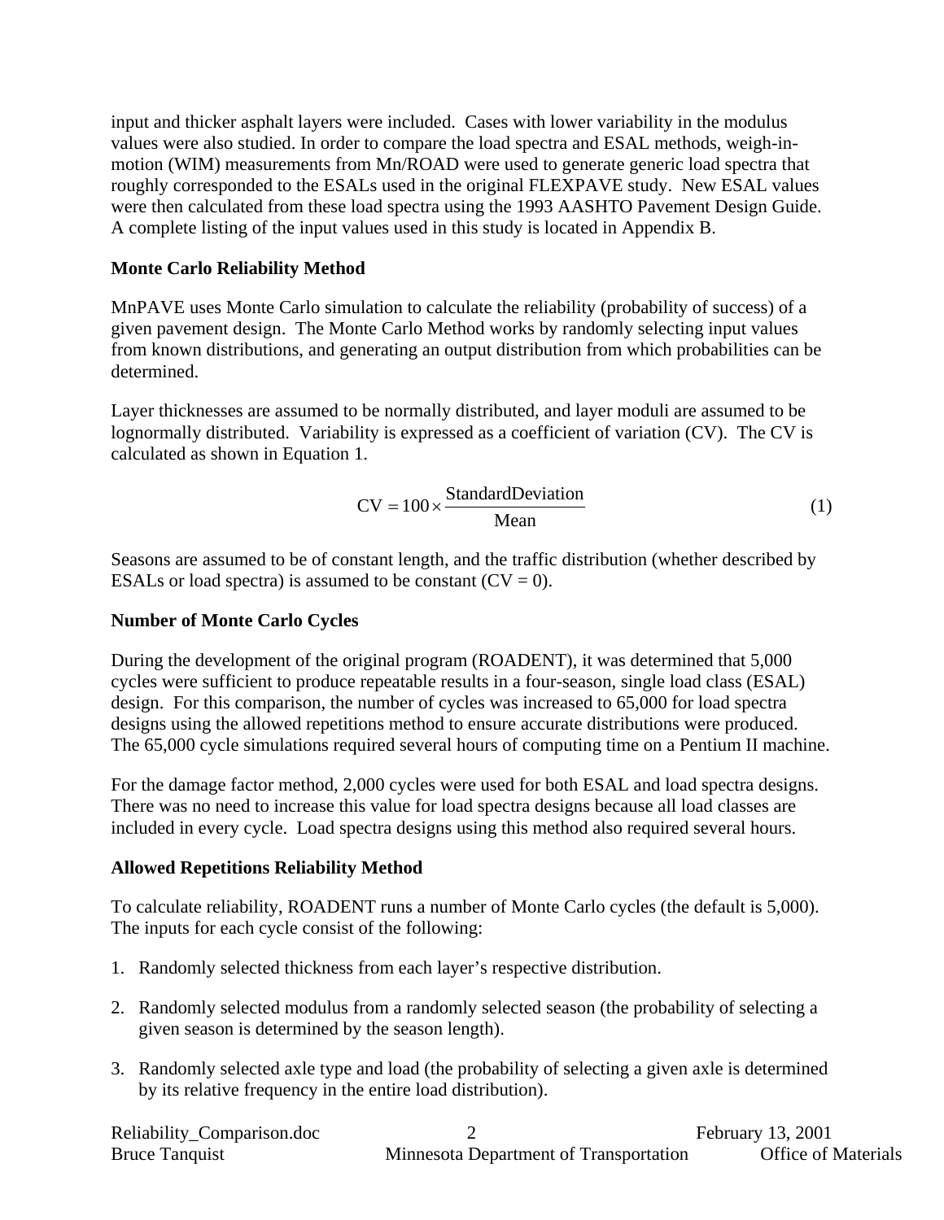input and thicker asphalt layers were included. Cases with lower variability in the modulus values were also studied. In order to compare the load spectra and ESAL methods, weigh-in-motion (WIM) measurements from Mn/ROAD were used to generate generic load spectra that roughly corresponded to the ESALs used in the original FLEXPAVE study. New ESAL values were then calculated from these load spectra using the 1993 AASHTO Pavement Design Guide. A complete listing of the input values used in this study is located in Appendix B.

**Monte Carlo Reliability Method**

MnPAVE uses Monte Carlo simulation to calculate the reliability (probability of success) of a given pavement design. The Monte Carlo Method works by randomly selecting input values from known distributions, and generating an output distribution from which probabilities can be determined.

Layer thicknesses are assumed to be normally distributed, and layer moduli are assumed to be lognormally distributed. Variability is expressed as a coefficient of variation (CV). The CV is calculated as shown in Equation 1.

$$\mathrm{CV} = 100 \times \frac{\mathrm{StandardDeviation}}{\mathrm{Mean}} \tag{1}$$

Seasons are assumed to be of constant length, and the traffic distribution (whether described by ESALs or load spectra) is assumed to be constant (CV = 0).

**Number of Monte Carlo Cycles**

During the development of the original program (ROADENT), it was determined that 5,000 cycles were sufficient to produce repeatable results in a four-season, single load class (ESAL) design. For this comparison, the number of cycles was increased to 65,000 for load spectra designs using the allowed repetitions method to ensure accurate distributions were produced. The 65,000 cycle simulations required several hours of computing time on a Pentium II machine.

For the damage factor method, 2,000 cycles were used for both ESAL and load spectra designs. There was no need to increase this value for load spectra designs because all load classes are included in every cycle. Load spectra designs using this method also required several hours.

**Allowed Repetitions Reliability Method**

To calculate reliability, ROADENT runs a number of Monte Carlo cycles (the default is 5,000). The inputs for each cycle consist of the following:

1. Randomly selected thickness from each layer's respective distribution.

2. Randomly selected modulus from a randomly selected season (the probability of selecting a given season is determined by the season length).

3. Randomly selected axle type and load (the probability of selecting a given axle is determined by its relative frequency in the entire load distribution).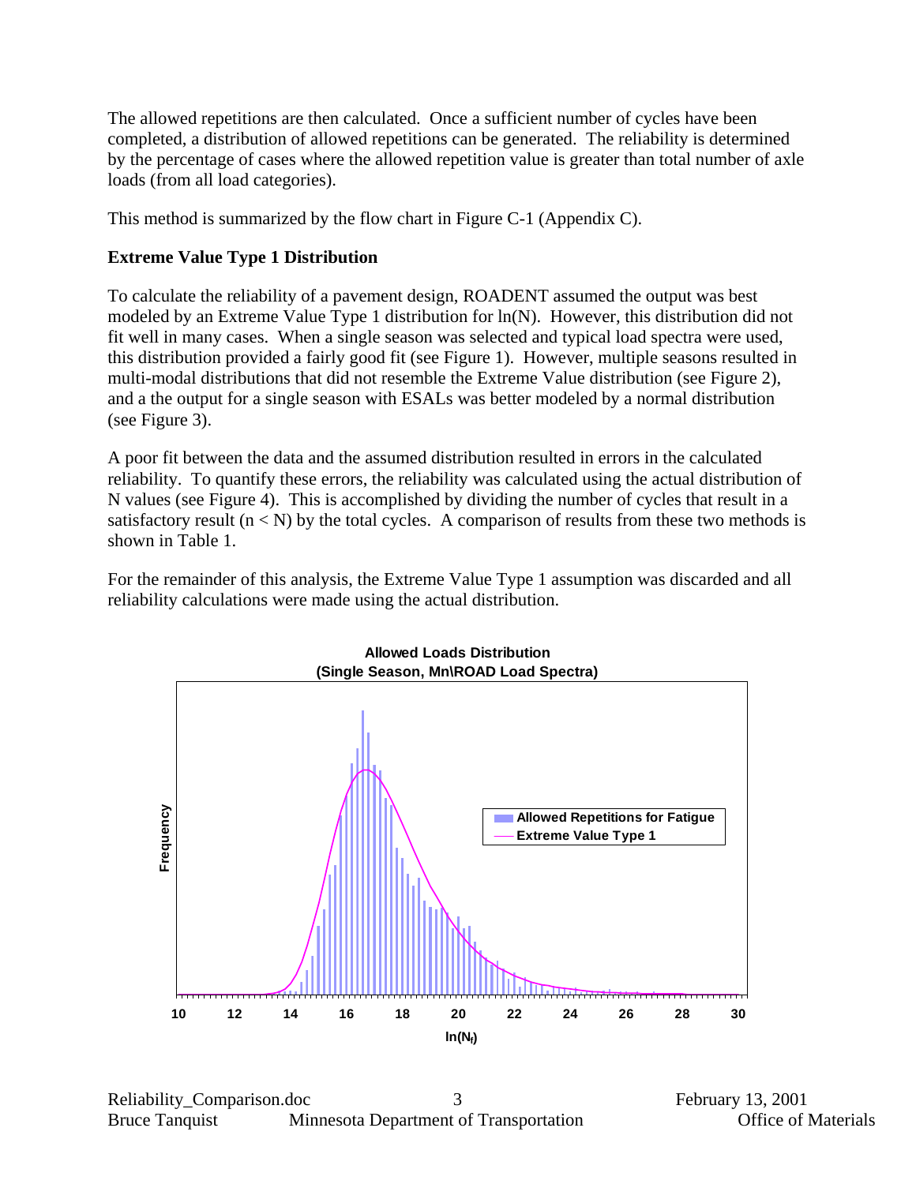The allowed repetitions are then calculated. Once a sufficient number of cycles have been completed, a distribution of allowed repetitions can be generated. The reliability is determined by the percentage of cases where the allowed repetition value is greater than total number of axle loads (from all load categories).

This method is summarized by the flow chart in Figure C-1 (Appendix C).

## Extreme Value Type 1 Distribution

To calculate the reliability of a pavement design, ROADENT assumed the output was best modeled by an Extreme Value Type 1 distribution for ln(N). However, this distribution did not fit well in many cases. When a single season was selected and typical load spectra were used, this distribution provided a fairly good fit (see Figure 1). However, multiple seasons resulted in multi-modal distributions that did not resemble the Extreme Value distribution (see Figure 2), and a the output for a single season with ESALs was better modeled by a normal distribution (see Figure 3).

A poor fit between the data and the assumed distribution resulted in errors in the calculated reliability. To quantify these errors, the reliability was calculated using the actual distribution of N values (see Figure 4). This is accomplished by dividing the number of cycles that result in a satisfactory result ($n < N$) by the total cycles. A comparison of results from these two methods is shown in Table 1.

For the remainder of this analysis, the Extreme Value Type 1 assumption was discarded and all reliability calculations were made using the actual distribution.

**Allowed Loads Distribution**
**(Single Season, Mn\ROAD Load Spectra)**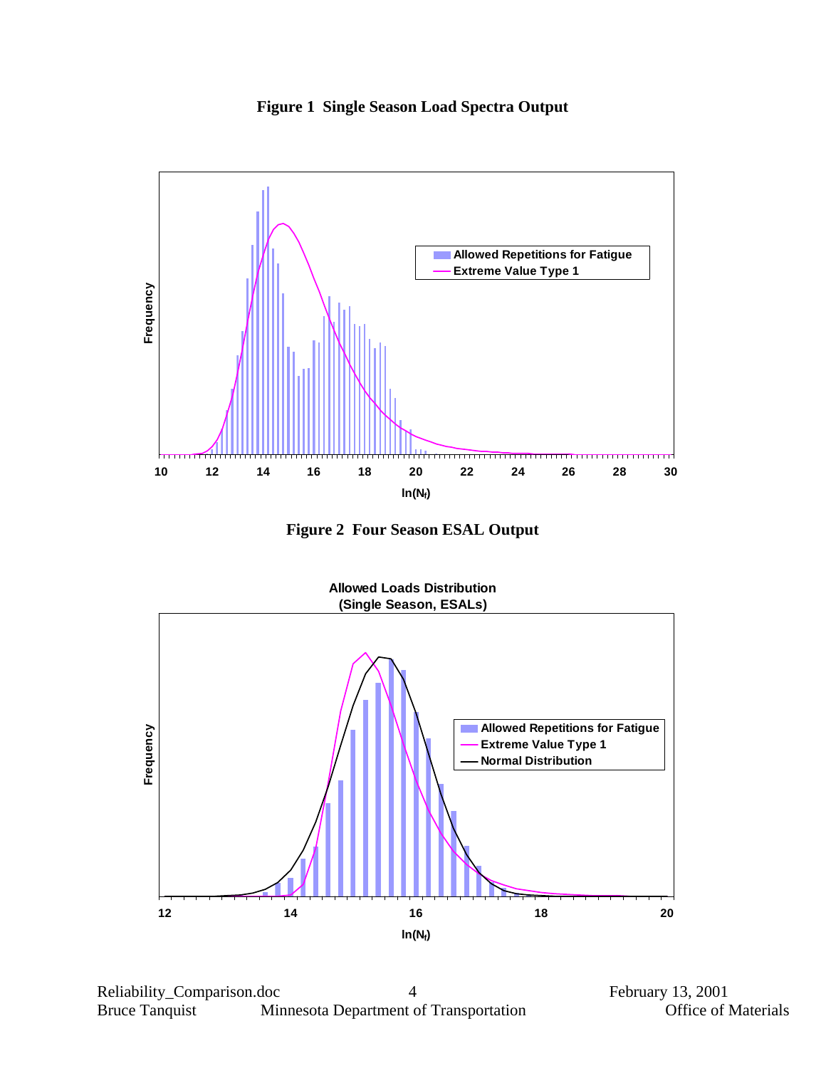**Figure 1 Single Season Load Spectra Output**

**Figure 2 Four Season ESAL Output**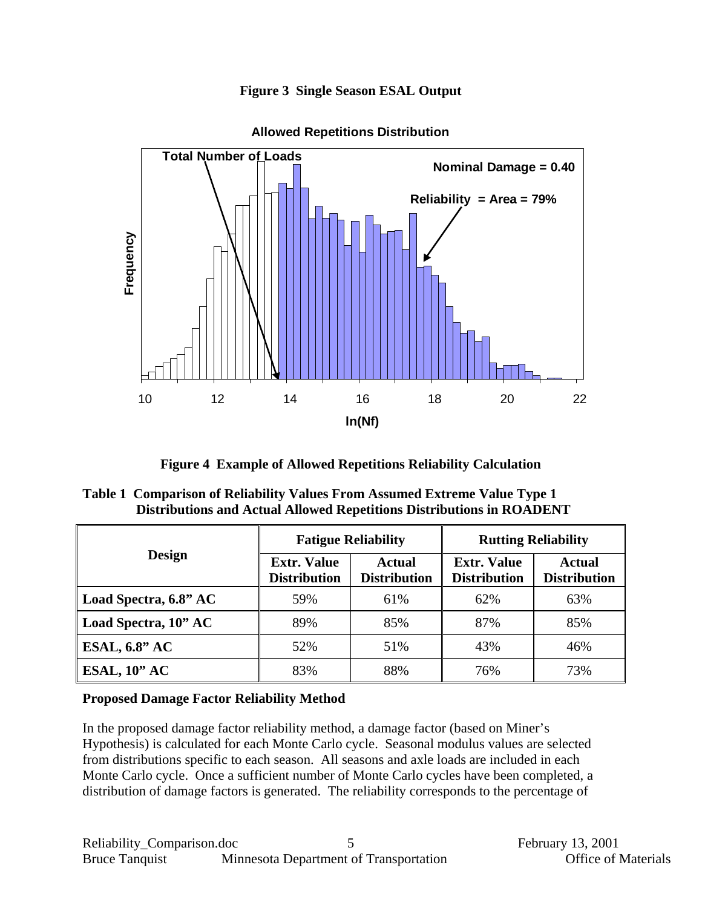**Figure 3 Single Season ESAL Output**

**Allowed Repetitions Distribution**

Total Number of Loads

Nominal Damage = 0.40

Reliability = Area = 79%

Frequency

ln(Nf)

**Figure 4 Example of Allowed Repetitions Reliability Calculation**

**Table 1 Comparison of Reliability Values From Assumed Extreme Value Type 1 Distributions and Actual Allowed Repetitions Distributions in ROADENT**

| Design | Fatigue Reliability | | Rutting Reliability | |
|---|---|---|---|---|
| | Extr. Value Distribution | Actual Distribution | Extr. Value Distribution | Actual Distribution |
| **Load Spectra, 6.8" AC** | 59% | 61% | 62% | 63% |
| **Load Spectra, 10" AC** | 89% | 85% | 87% | 85% |
| **ESAL, 6.8" AC** | 52% | 51% | 43% | 46% |
| **ESAL, 10" AC** | 83% | 88% | 76% | 73% |

**Proposed Damage Factor Reliability Method**

In the proposed damage factor reliability method, a damage factor (based on Miner's Hypothesis) is calculated for each Monte Carlo cycle. Seasonal modulus values are selected from distributions specific to each season. All seasons and axle loads are included in each Monte Carlo cycle. Once a sufficient number of Monte Carlo cycles have been completed, a distribution of damage factors is generated. The reliability corresponds to the percentage of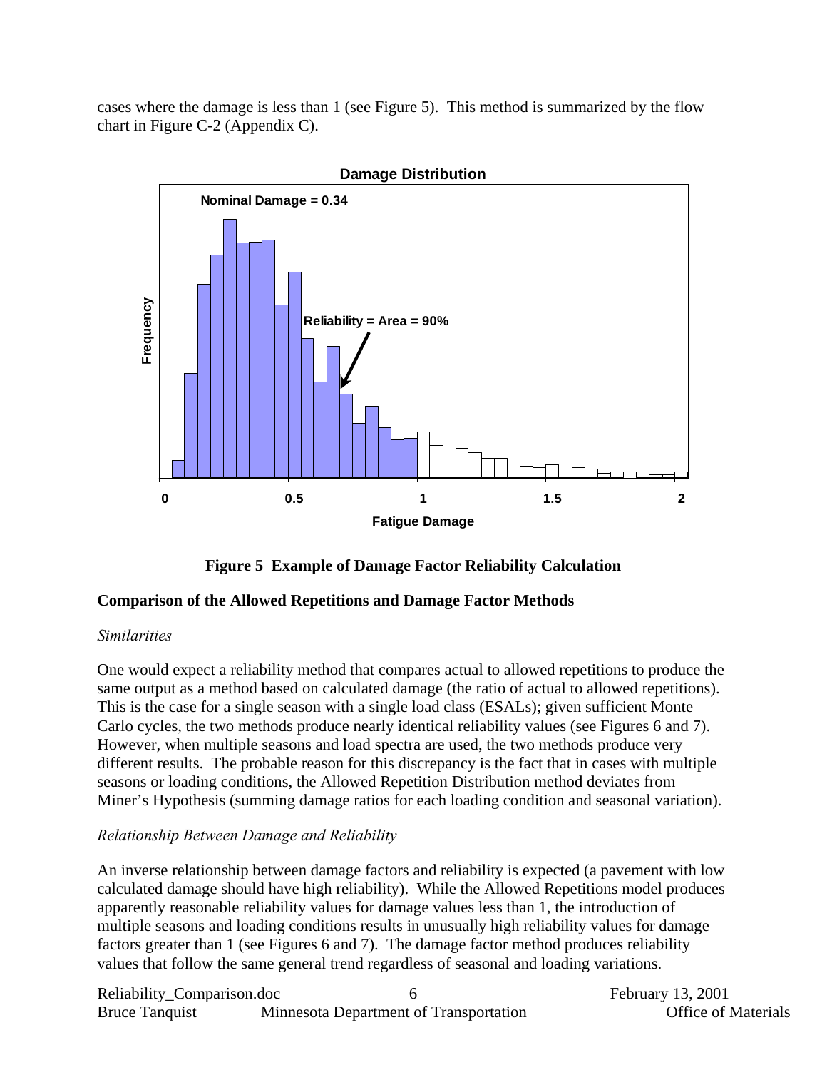cases where the damage is less than 1 (see Figure 5). This method is summarized by the flow chart in Figure C-2 (Appendix C).

**Figure 5 Example of Damage Factor Reliability Calculation**

### Comparison of the Allowed Repetitions and Damage Factor Methods

*Similarities*

One would expect a reliability method that compares actual to allowed repetitions to produce the same output as a method based on calculated damage (the ratio of actual to allowed repetitions). This is the case for a single season with a single load class (ESALs); given sufficient Monte Carlo cycles, the two methods produce nearly identical reliability values (see Figures 6 and 7). However, when multiple seasons and load spectra are used, the two methods produce very different results. The probable reason for this discrepancy is the fact that in cases with multiple seasons or loading conditions, the Allowed Repetition Distribution method deviates from Miner's Hypothesis (summing damage ratios for each loading condition and seasonal variation).

*Relationship Between Damage and Reliability*

An inverse relationship between damage factors and reliability is expected (a pavement with low calculated damage should have high reliability). While the Allowed Repetitions model produces apparently reasonable reliability values for damage values less than 1, the introduction of multiple seasons and loading conditions results in unusually high reliability values for damage factors greater than 1 (see Figures 6 and 7). The damage factor method produces reliability values that follow the same general trend regardless of seasonal and loading variations.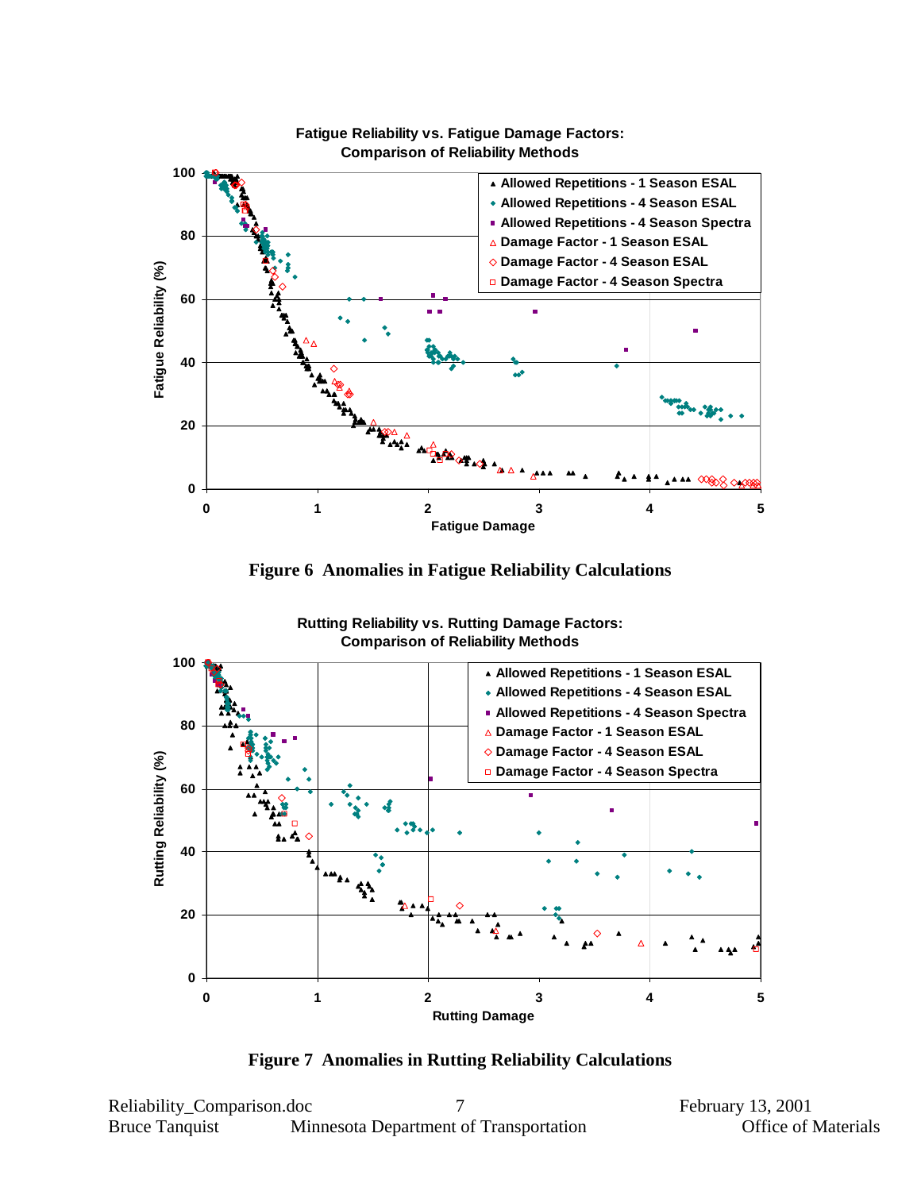**Fatigue Reliability vs. Fatigue Damage Factors: Comparison of Reliability Methods**

Legend:
- Allowed Repetitions - 1 Season ESAL
- Allowed Repetitions - 4 Season ESAL
- Allowed Repetitions - 4 Season Spectra
- Damage Factor - 1 Season ESAL
- Damage Factor - 4 Season ESAL
- Damage Factor - 4 Season Spectra

Y-axis: Fatigue Reliability (%) — X-axis: Fatigue Damage

**Figure 6 Anomalies in Fatigue Reliability Calculations**

**Rutting Reliability vs. Rutting Damage Factors: Comparison of Reliability Methods**

Legend:
- Allowed Repetitions - 1 Season ESAL
- Allowed Repetitions - 4 Season ESAL
- Allowed Repetitions - 4 Season Spectra
- Damage Factor - 1 Season ESAL
- Damage Factor - 4 Season ESAL
- Damage Factor - 4 Season Spectra

Y-axis: Rutting Reliability (%) — X-axis: Rutting Damage

**Figure 7 Anomalies in Rutting Reliability Calculations**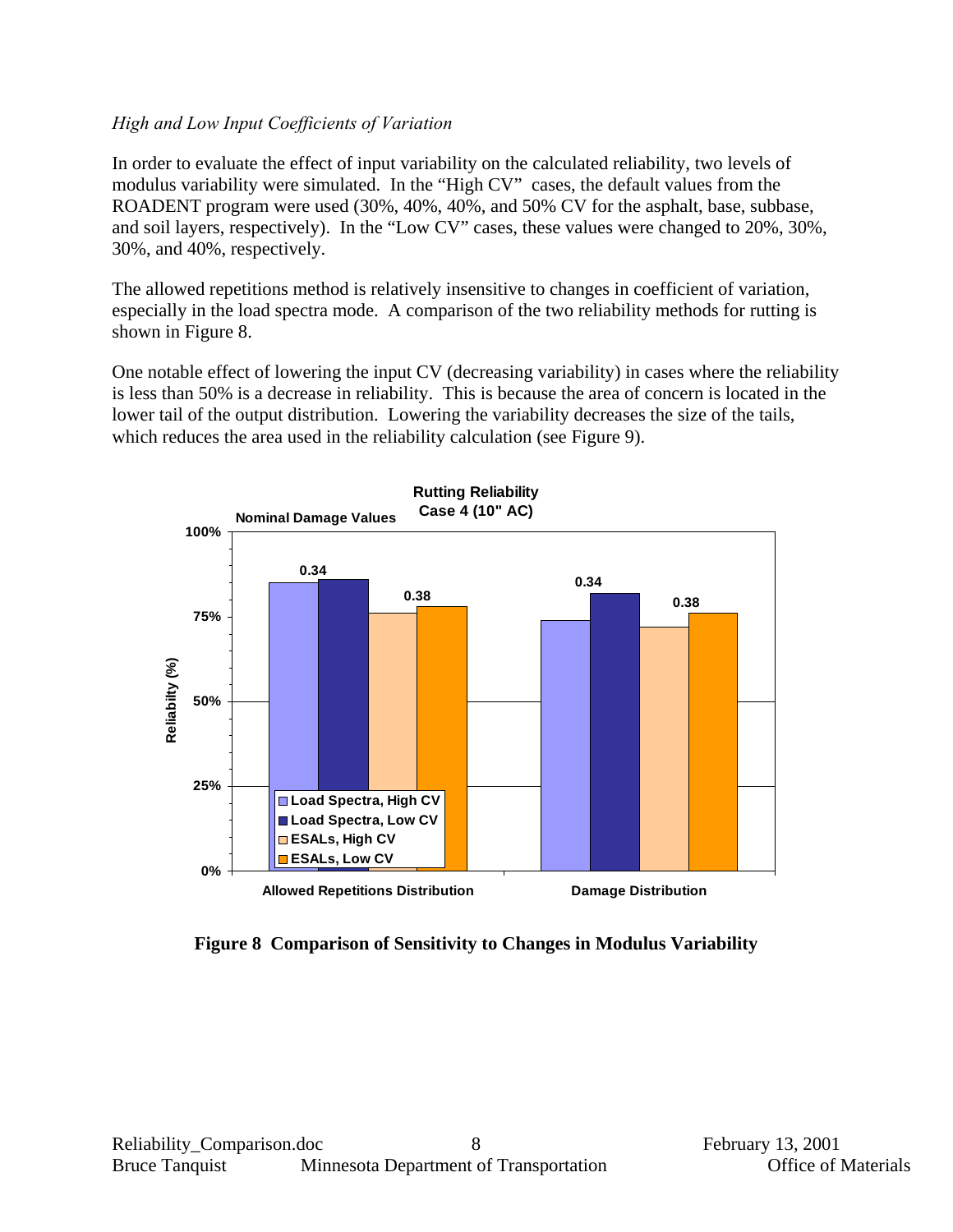*High and Low Input Coefficients of Variation*

In order to evaluate the effect of input variability on the calculated reliability, two levels of modulus variability were simulated. In the "High CV" cases, the default values from the ROADENT program were used (30%, 40%, 40%, and 50% CV for the asphalt, base, subbase, and soil layers, respectively). In the "Low CV" cases, these values were changed to 20%, 30%, 30%, and 40%, respectively.

The allowed repetitions method is relatively insensitive to changes in coefficient of variation, especially in the load spectra mode. A comparison of the two reliability methods for rutting is shown in Figure 8.

One notable effect of lowering the input CV (decreasing variability) in cases where the reliability is less than 50% is a decrease in reliability. This is because the area of concern is located in the lower tail of the output distribution. Lowering the variability decreases the size of the tails, which reduces the area used in the reliability calculation (see Figure 9).

**Figure 8 Comparison of Sensitivity to Changes in Modulus Variability**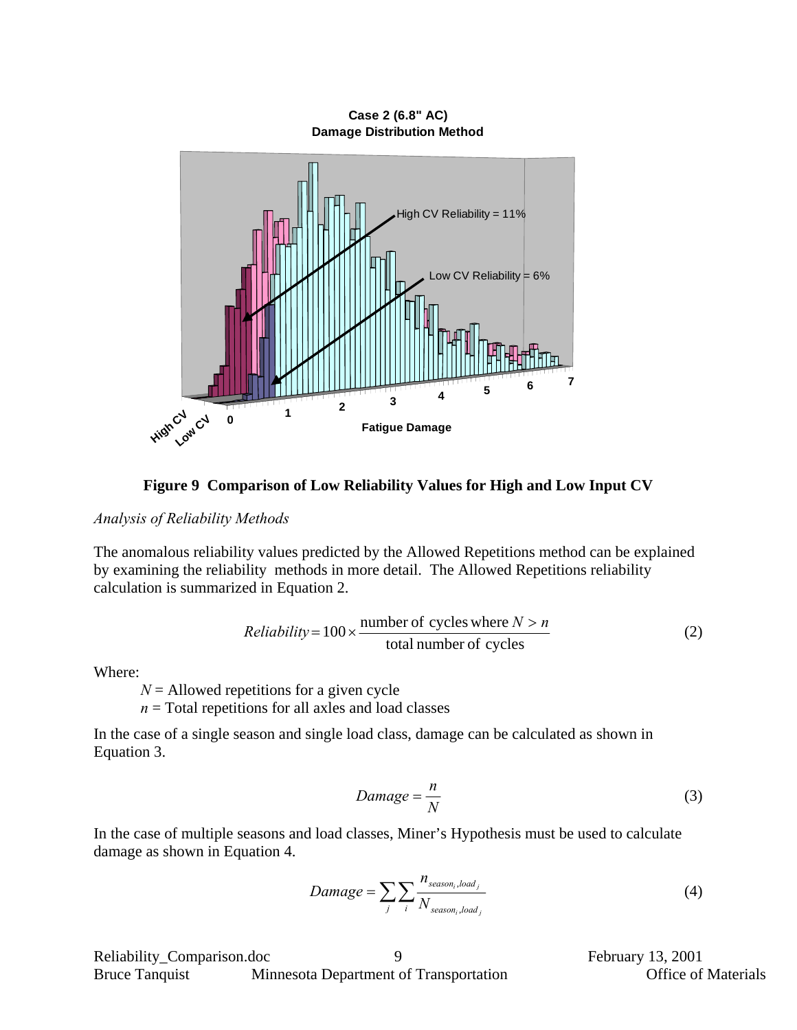Case 2 (6.8" AC)
Damage Distribution Method

High CV Reliability = 11%

Low CV Reliability = 6%

Fatigue Damage

**Figure 9 Comparison of Low Reliability Values for High and Low Input CV**

*Analysis of Reliability Methods*

The anomalous reliability values predicted by the Allowed Repetitions method can be explained by examining the reliability methods in more detail. The Allowed Repetitions reliability calculation is summarized in Equation 2.

$$Reliability = 100 \times \frac{\text{number of cycles where } N > n}{\text{total number of cycles}} \tag{2}$$

Where:

$N$ = Allowed repetitions for a given cycle
$n$ = Total repetitions for all axles and load classes

In the case of a single season and single load class, damage can be calculated as shown in Equation 3.

$$Damage = \frac{n}{N} \tag{3}$$

In the case of multiple seasons and load classes, Miner's Hypothesis must be used to calculate damage as shown in Equation 4.

$$Damage = \sum_{j} \sum_{i} \frac{n_{season_i, load_j}}{N_{season_i, load_j}} \tag{4}$$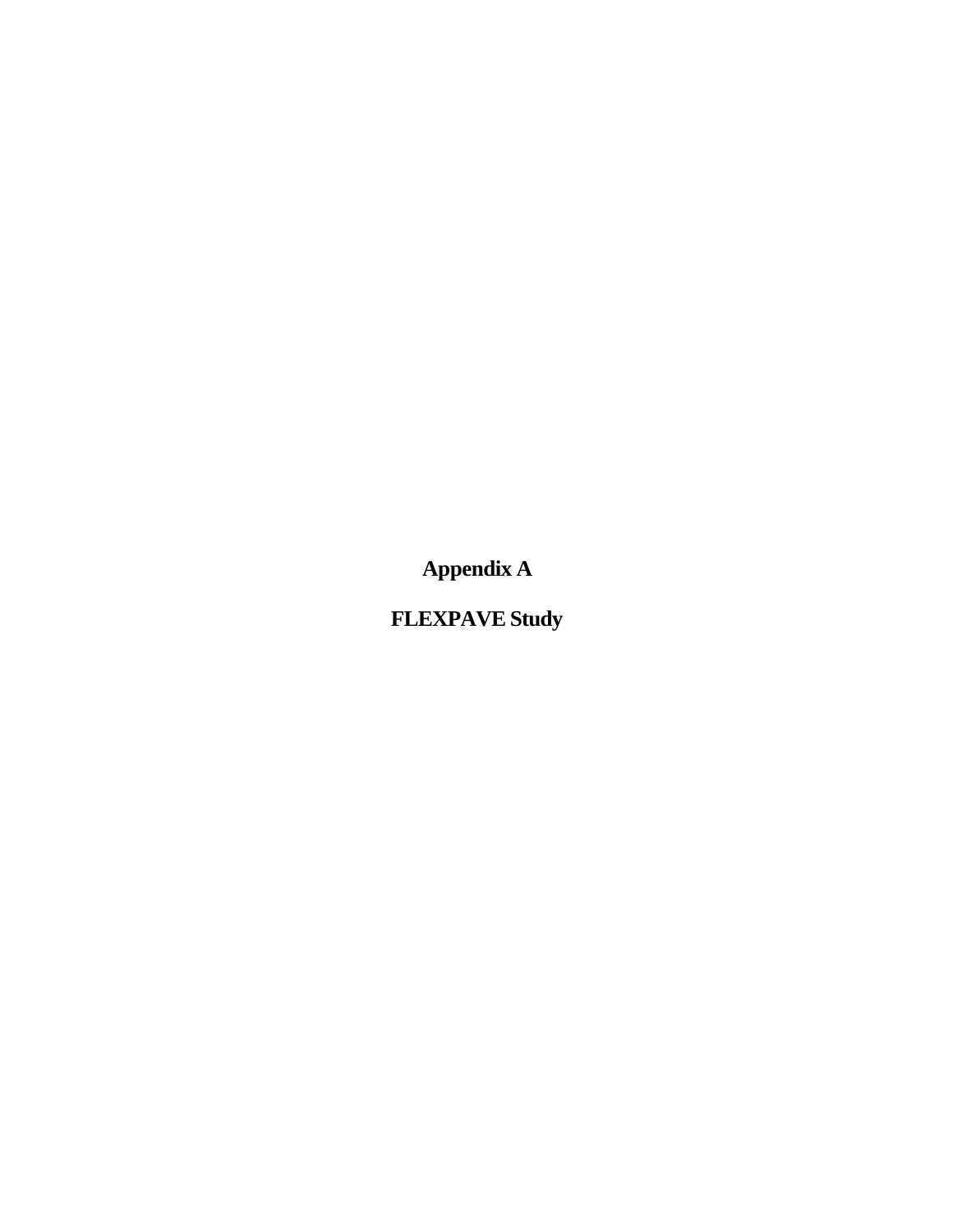# Appendix A

# FLEXPAVE Study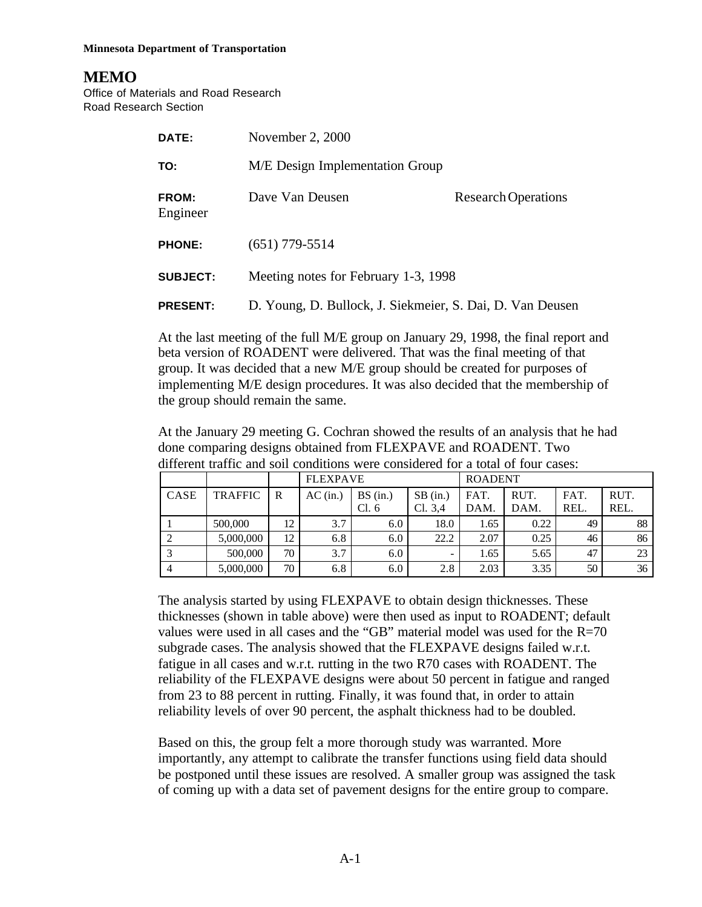**Minnesota Department of Transportation**

# MEMO

Office of Materials and Road Research
Road Research Section

**DATE:** November 2, 2000

**TO:** M/E Design Implementation Group

**FROM:** Dave Van Deusen Research Operations Engineer

**PHONE:** (651) 779-5514

**SUBJECT:** Meeting notes for February 1-3, 1998

**PRESENT:** D. Young, D. Bullock, J. Siekmeier, S. Dai, D. Van Deusen

At the last meeting of the full M/E group on January 29, 1998, the final report and beta version of ROADENT were delivered. That was the final meeting of that group. It was decided that a new M/E group should be created for purposes of implementing M/E design procedures. It was also decided that the membership of the group should remain the same.

At the January 29 meeting G. Cochran showed the results of an analysis that he had done comparing designs obtained from FLEXPAVE and ROADENT. Two different traffic and soil conditions were considered for a total of four cases:

| | | | FLEXPAVE | | | ROADENT | | | |
|---|---|---|---|---|---|---|---|---|---|
| CASE | TRAFFIC | R | AC (in.) | BS (in.) Cl. 6 | SB (in.) Cl. 3,4 | FAT. DAM. | RUT. DAM. | FAT. REL. | RUT. REL. |
| 1 | 500,000 | 12 | 3.7 | 6.0 | 18.0 | 1.65 | 0.22 | 49 | 88 |
| 2 | 5,000,000 | 12 | 6.8 | 6.0 | 22.2 | 2.07 | 0.25 | 46 | 86 |
| 3 | 500,000 | 70 | 3.7 | 6.0 | - | 1.65 | 5.65 | 47 | 23 |
| 4 | 5,000,000 | 70 | 6.8 | 6.0 | 2.8 | 2.03 | 3.35 | 50 | 36 |

The analysis started by using FLEXPAVE to obtain design thicknesses. These thicknesses (shown in table above) were then used as input to ROADENT; default values were used in all cases and the "GB" material model was used for the R=70 subgrade cases. The analysis showed that the FLEXPAVE designs failed w.r.t. fatigue in all cases and w.r.t. rutting in the two R70 cases with ROADENT. The reliability of the FLEXPAVE designs were about 50 percent in fatigue and ranged from 23 to 88 percent in rutting. Finally, it was found that, in order to attain reliability levels of over 90 percent, the asphalt thickness had to be doubled.

Based on this, the group felt a more thorough study was warranted. More importantly, any attempt to calibrate the transfer functions using field data should be postponed until these issues are resolved. A smaller group was assigned the task of coming up with a data set of pavement designs for the entire group to compare.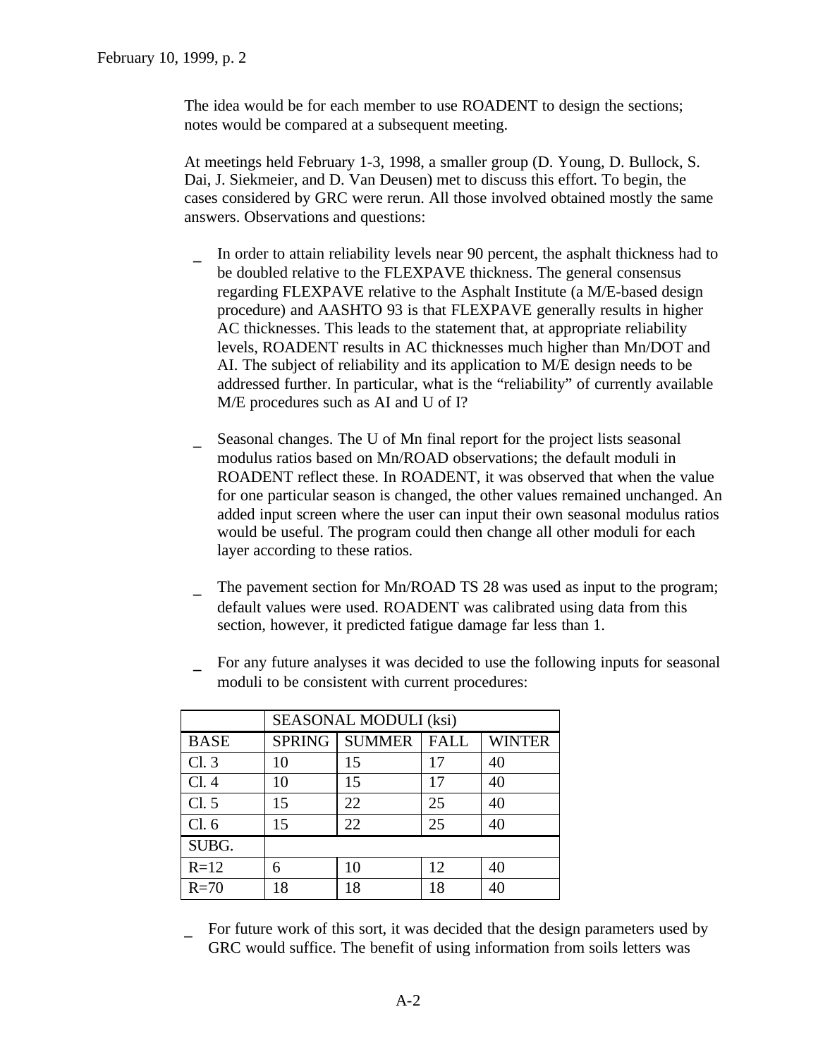The idea would be for each member to use ROADENT to design the sections; notes would be compared at a subsequent meeting.

At meetings held February 1-3, 1998, a smaller group (D. Young, D. Bullock, S. Dai, J. Siekmeier, and D. Van Deusen) met to discuss this effort. To begin, the cases considered by GRC were rerun. All those involved obtained mostly the same answers. Observations and questions:

- In order to attain reliability levels near 90 percent, the asphalt thickness had to be doubled relative to the FLEXPAVE thickness. The general consensus regarding FLEXPAVE relative to the Asphalt Institute (a M/E-based design procedure) and AASHTO 93 is that FLEXPAVE generally results in higher AC thicknesses. This leads to the statement that, at appropriate reliability levels, ROADENT results in AC thicknesses much higher than Mn/DOT and AI. The subject of reliability and its application to M/E design needs to be addressed further. In particular, what is the "reliability" of currently available M/E procedures such as AI and U of I?

- Seasonal changes. The U of Mn final report for the project lists seasonal modulus ratios based on Mn/ROAD observations; the default moduli in ROADENT reflect these. In ROADENT, it was observed that when the value for one particular season is changed, the other values remained unchanged. An added input screen where the user can input their own seasonal modulus ratios would be useful. The program could then change all other moduli for each layer according to these ratios.

- The pavement section for Mn/ROAD TS 28 was used as input to the program; default values were used. ROADENT was calibrated using data from this section, however, it predicted fatigue damage far less than 1.

- For any future analyses it was decided to use the following inputs for seasonal moduli to be consistent with current procedures:

| | SEASONAL MODULI (ksi) | | | |
|---|---|---|---|---|
| BASE | SPRING | SUMMER | FALL | WINTER |
| Cl. 3 | 10 | 15 | 17 | 40 |
| Cl. 4 | 10 | 15 | 17 | 40 |
| Cl. 5 | 15 | 22 | 25 | 40 |
| Cl. 6 | 15 | 22 | 25 | 40 |
| SUBG. | | | | |
| R=12 | 6 | 10 | 12 | 40 |
| R=70 | 18 | 18 | 18 | 40 |

- For future work of this sort, it was decided that the design parameters used by GRC would suffice. The benefit of using information from soils letters was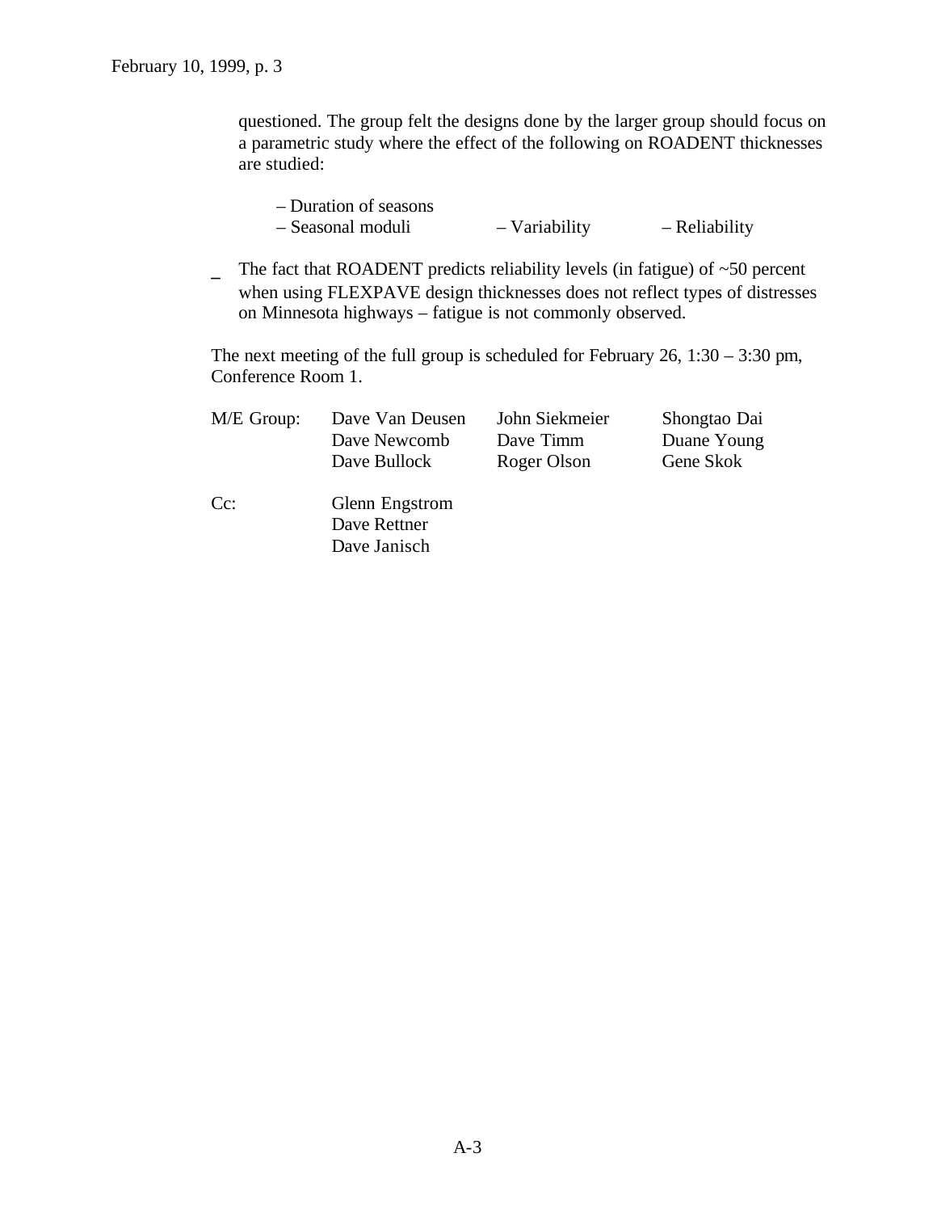questioned. The group felt the designs done by the larger group should focus on a parametric study where the effect of the following on ROADENT thicknesses are studied:

– Duration of seasons
– Seasonal moduli – Variability – Reliability

- The fact that ROADENT predicts reliability levels (in fatigue) of ~50 percent when using FLEXPAVE design thicknesses does not reflect types of distresses on Minnesota highways – fatigue is not commonly observed.

The next meeting of the full group is scheduled for February 26, 1:30 – 3:30 pm, Conference Room 1.

| M/E Group: | Dave Van Deusen | John Siekmeier | Shongtao Dai |
|---|---|---|---|
| | Dave Newcomb | Dave Timm | Duane Young |
| | Dave Bullock | Roger Olson | Gene Skok |

Cc: Glenn Engstrom
Dave Rettner
Dave Janisch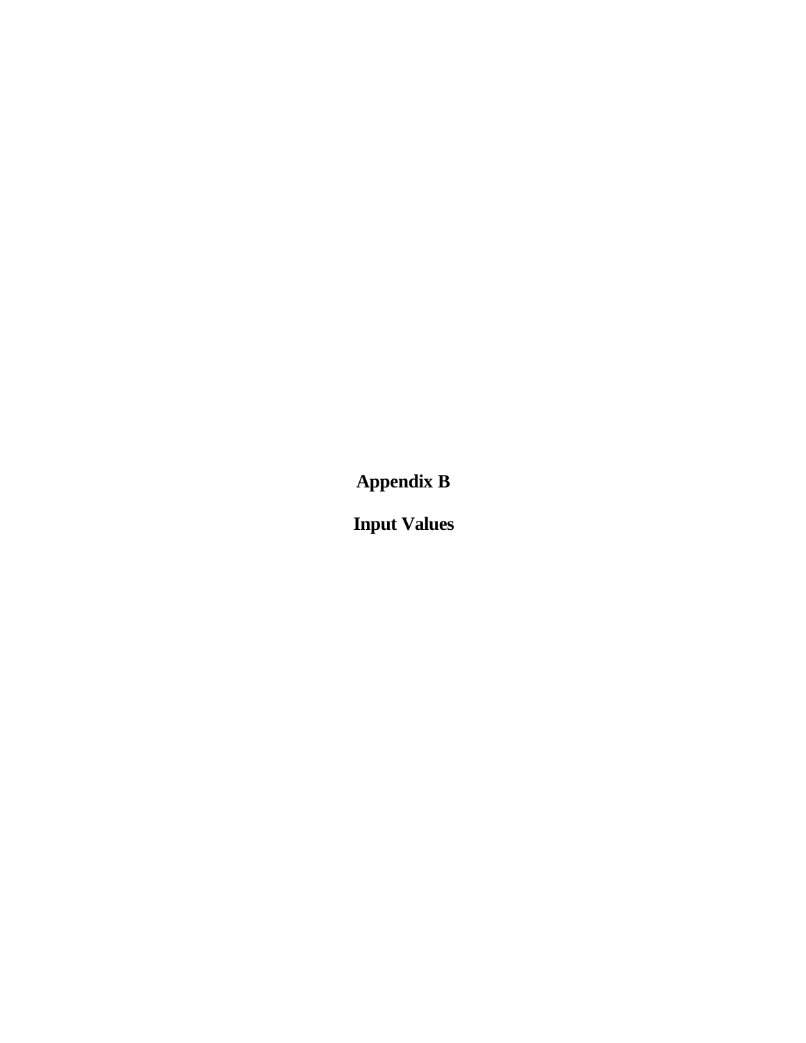# Appendix B

# Input Values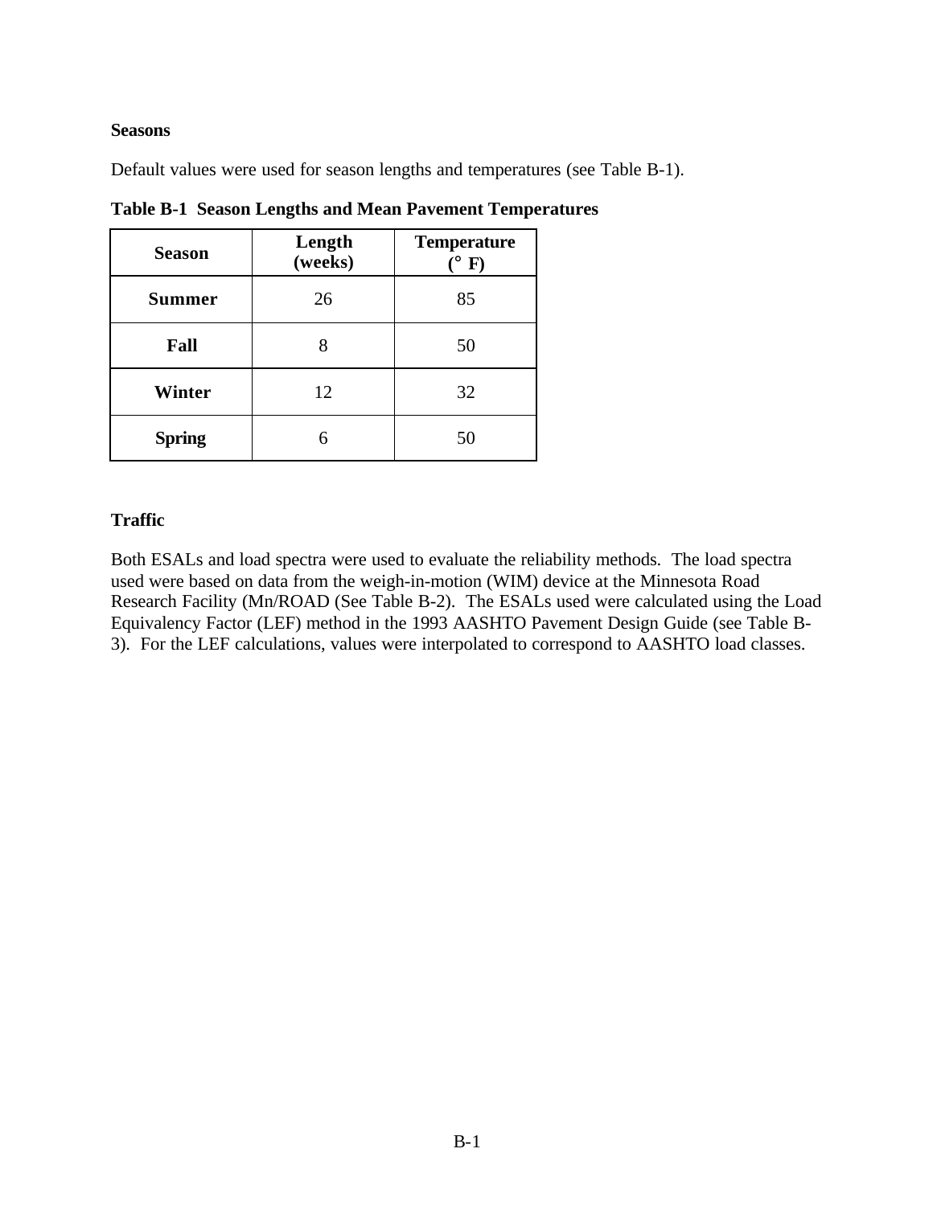**Seasons**

Default values were used for season lengths and temperatures (see Table B-1).

**Table B-1 Season Lengths and Mean Pavement Temperatures**

| Season | Length (weeks) | Temperature (° F) |
|---|---|---|
| **Summer** | 26 | 85 |
| **Fall** | 8 | 50 |
| **Winter** | 12 | 32 |
| **Spring** | 6 | 50 |

**Traffic**

Both ESALs and load spectra were used to evaluate the reliability methods. The load spectra used were based on data from the weigh-in-motion (WIM) device at the Minnesota Road Research Facility (Mn/ROAD (See Table B-2). The ESALs used were calculated using the Load Equivalency Factor (LEF) method in the 1993 AASHTO Pavement Design Guide (see Table B-3). For the LEF calculations, values were interpolated to correspond to AASHTO load classes.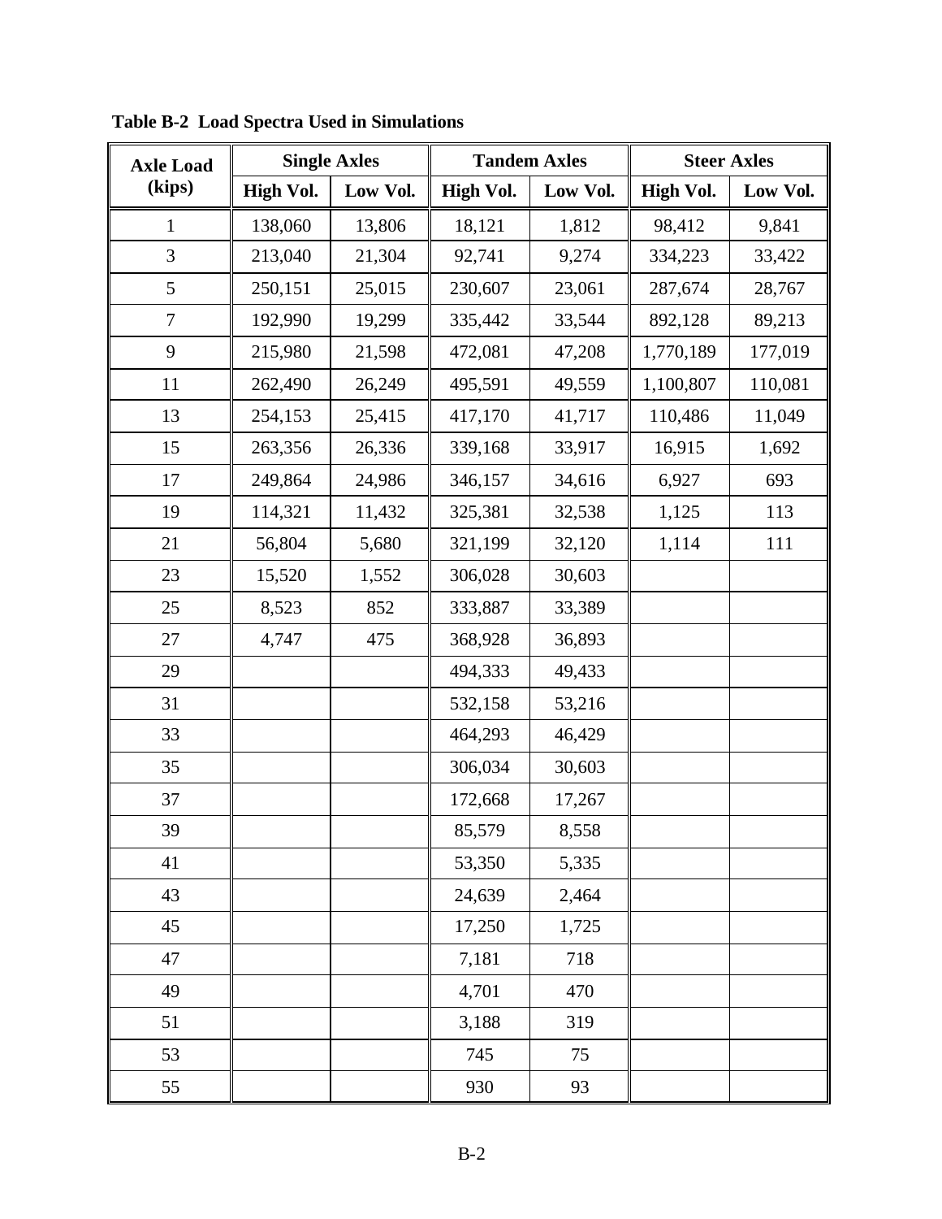**Table B-2 Load Spectra Used in Simulations**

| Axle Load (kips) | Single Axles | | Tandem Axles | | Steer Axles | |
|---|---|---|---|---|---|---|
| | High Vol. | Low Vol. | High Vol. | Low Vol. | High Vol. | Low Vol. |
| 1 | 138,060 | 13,806 | 18,121 | 1,812 | 98,412 | 9,841 |
| 3 | 213,040 | 21,304 | 92,741 | 9,274 | 334,223 | 33,422 |
| 5 | 250,151 | 25,015 | 230,607 | 23,061 | 287,674 | 28,767 |
| 7 | 192,990 | 19,299 | 335,442 | 33,544 | 892,128 | 89,213 |
| 9 | 215,980 | 21,598 | 472,081 | 47,208 | 1,770,189 | 177,019 |
| 11 | 262,490 | 26,249 | 495,591 | 49,559 | 1,100,807 | 110,081 |
| 13 | 254,153 | 25,415 | 417,170 | 41,717 | 110,486 | 11,049 |
| 15 | 263,356 | 26,336 | 339,168 | 33,917 | 16,915 | 1,692 |
| 17 | 249,864 | 24,986 | 346,157 | 34,616 | 6,927 | 693 |
| 19 | 114,321 | 11,432 | 325,381 | 32,538 | 1,125 | 113 |
| 21 | 56,804 | 5,680 | 321,199 | 32,120 | 1,114 | 111 |
| 23 | 15,520 | 1,552 | 306,028 | 30,603 | | |
| 25 | 8,523 | 852 | 333,887 | 33,389 | | |
| 27 | 4,747 | 475 | 368,928 | 36,893 | | |
| 29 | | | 494,333 | 49,433 | | |
| 31 | | | 532,158 | 53,216 | | |
| 33 | | | 464,293 | 46,429 | | |
| 35 | | | 306,034 | 30,603 | | |
| 37 | | | 172,668 | 17,267 | | |
| 39 | | | 85,579 | 8,558 | | |
| 41 | | | 53,350 | 5,335 | | |
| 43 | | | 24,639 | 2,464 | | |
| 45 | | | 17,250 | 1,725 | | |
| 47 | | | 7,181 | 718 | | |
| 49 | | | 4,701 | 470 | | |
| 51 | | | 3,188 | 319 | | |
| 53 | | | 745 | 75 | | |
| 55 | | | 930 | 93 | | |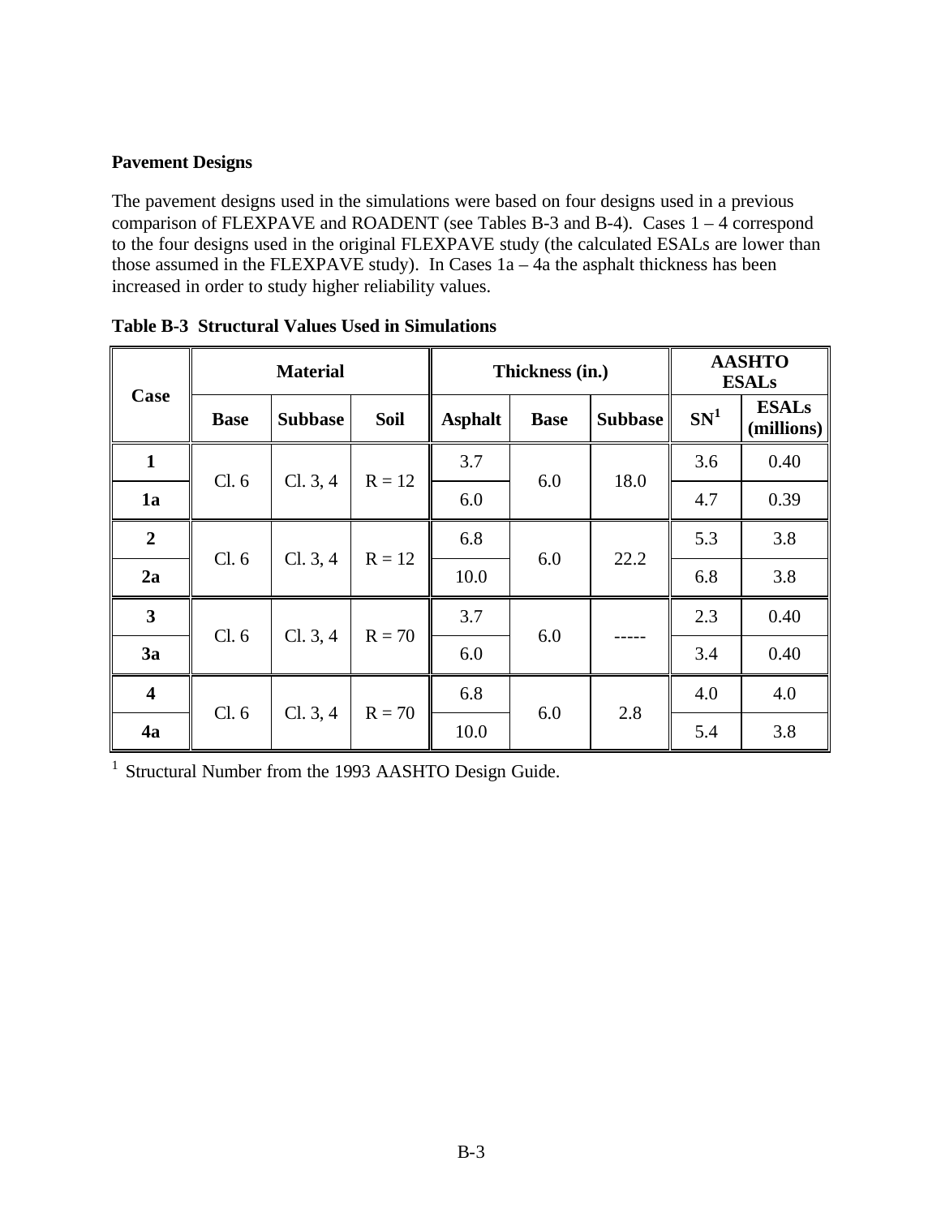**Pavement Designs**

The pavement designs used in the simulations were based on four designs used in a previous comparison of FLEXPAVE and ROADENT (see Tables B-3 and B-4). Cases 1 – 4 correspond to the four designs used in the original FLEXPAVE study (the calculated ESALs are lower than those assumed in the FLEXPAVE study). In Cases 1a – 4a the asphalt thickness has been increased in order to study higher reliability values.

**Table B-3 Structural Values Used in Simulations**

| Case | Material | | | Thickness (in.) | | | AASHTO ESALs | |
|---|---|---|---|---|---|---|---|---|
| | Base | Subbase | Soil | Asphalt | Base | Subbase | SN[1] | ESALs (millions) |
| 1 | Cl. 6 | Cl. 3, 4 | R = 12 | 3.7 | 6.0 | 18.0 | 3.6 | 0.40 |
| 1a | | | | 6.0 | | | 4.7 | 0.39 |
| 2 | Cl. 6 | Cl. 3, 4 | R = 12 | 6.8 | 6.0 | 22.2 | 5.3 | 3.8 |
| 2a | | | | 10.0 | | | 6.8 | 3.8 |
| 3 | Cl. 6 | Cl. 3, 4 | R = 70 | 3.7 | 6.0 | ----- | 2.3 | 0.40 |
| 3a | | | | 6.0 | | | 3.4 | 0.40 |
| 4 | Cl. 6 | Cl. 3, 4 | R = 70 | 6.8 | 6.0 | 2.8 | 4.0 | 4.0 |
| 4a | | | | 10.0 | | | 5.4 | 3.8 |

[1] Structural Number from the 1993 AASHTO Design Guide.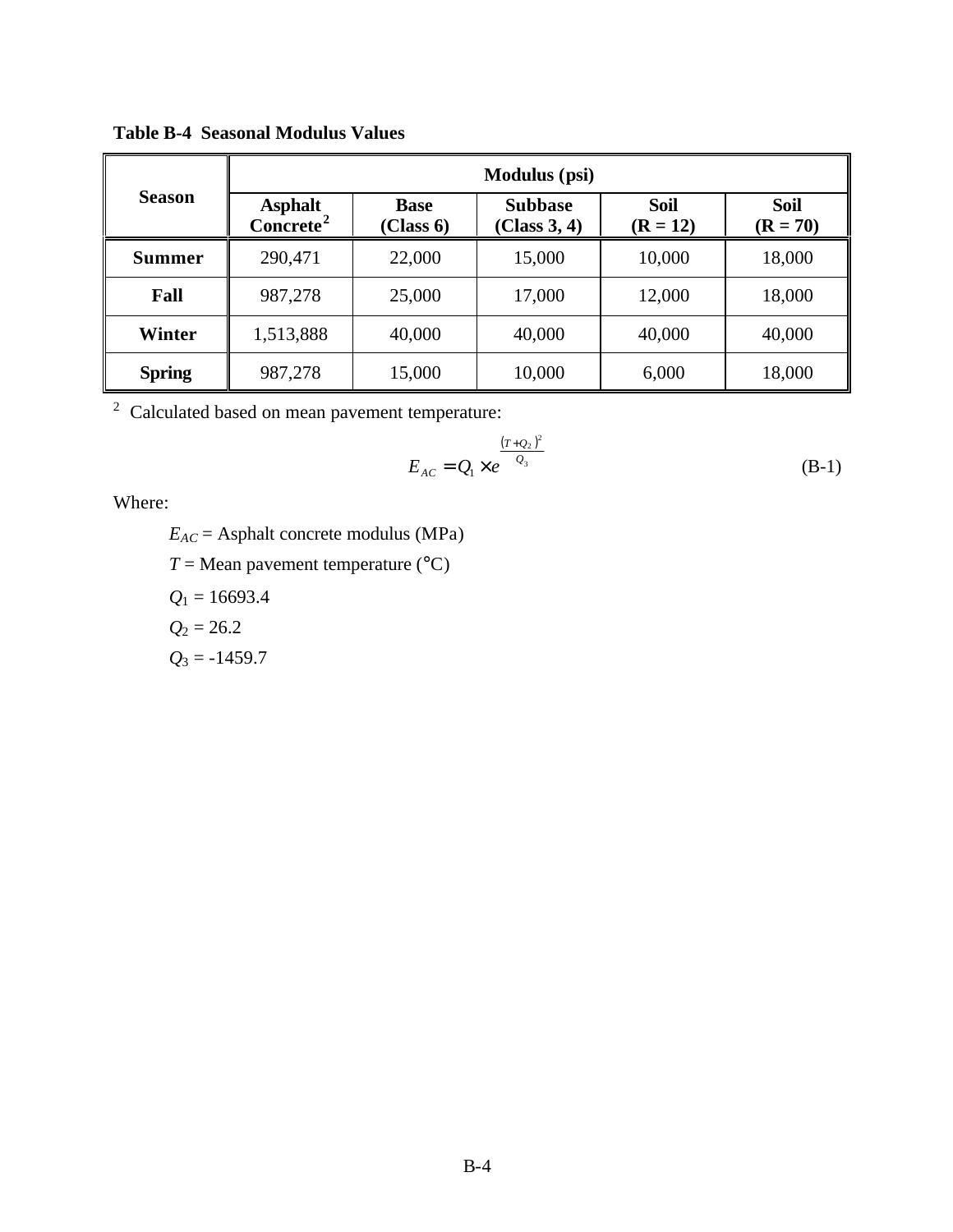**Table B-4  Seasonal Modulus Values**

| Season | Modulus (psi) | | | | |
|---|---|---|---|---|---|
| | Asphalt Concrete[2] | Base (Class 6) | Subbase (Class 3, 4) | Soil (R = 12) | Soil (R = 70) |
| **Summer** | 290,471 | 22,000 | 15,000 | 10,000 | 18,000 |
| **Fall** | 987,278 | 25,000 | 17,000 | 12,000 | 18,000 |
| **Winter** | 1,513,888 | 40,000 | 40,000 | 40,000 | 40,000 |
| **Spring** | 987,278 | 15,000 | 10,000 | 6,000 | 18,000 |

[2] Calculated based on mean pavement temperature:

$$E_{AC} = Q_1 \times e^{\frac{(T+Q_2)^2}{Q_3}} \tag{B-1}$$

Where:

$E_{AC}$ = Asphalt concrete modulus (MPa)

$T$ = Mean pavement temperature (°C)

$Q_1$ = 16693.4

$Q_2$ = 26.2

$Q_3$ = -1459.7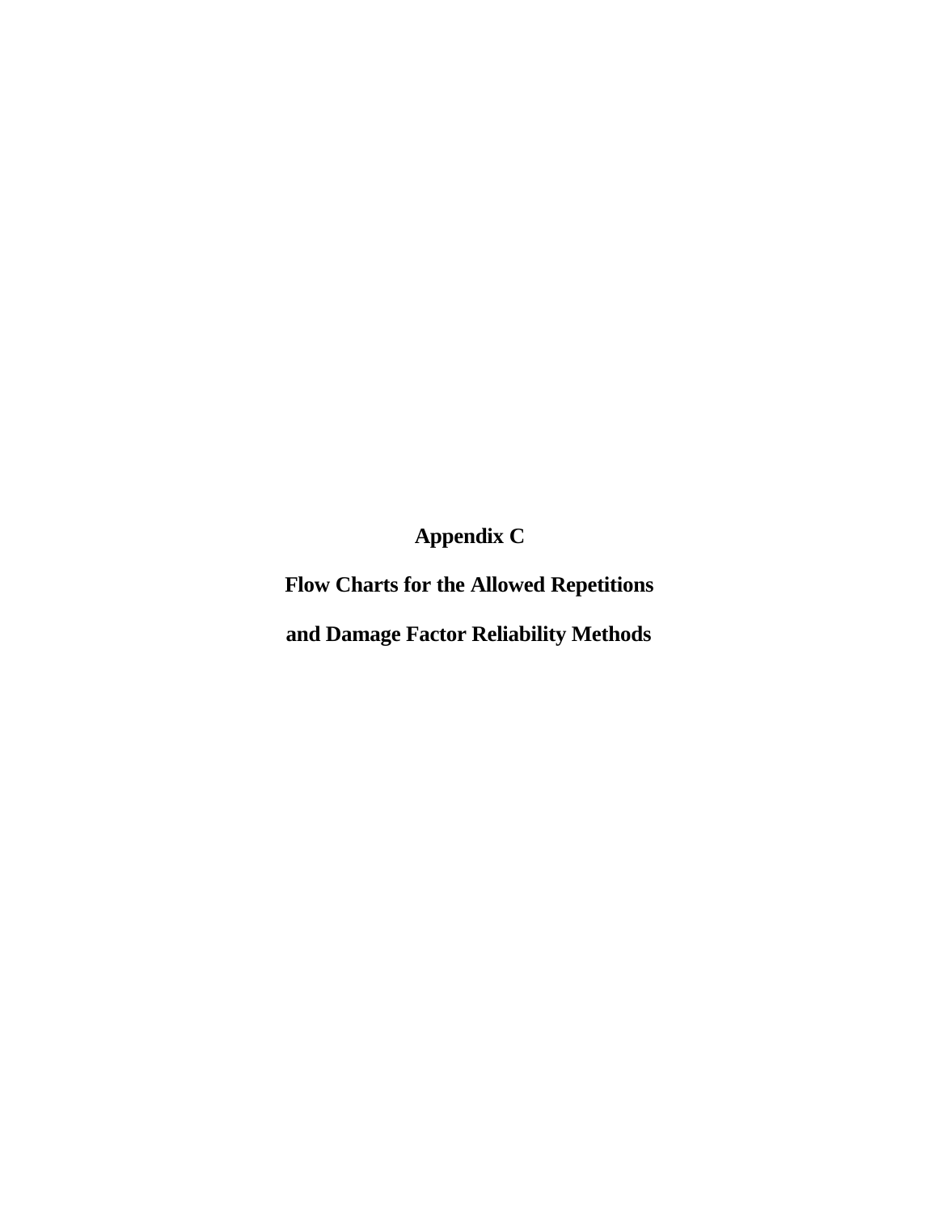# Appendix C

## Flow Charts for the Allowed Repetitions

## and Damage Factor Reliability Methods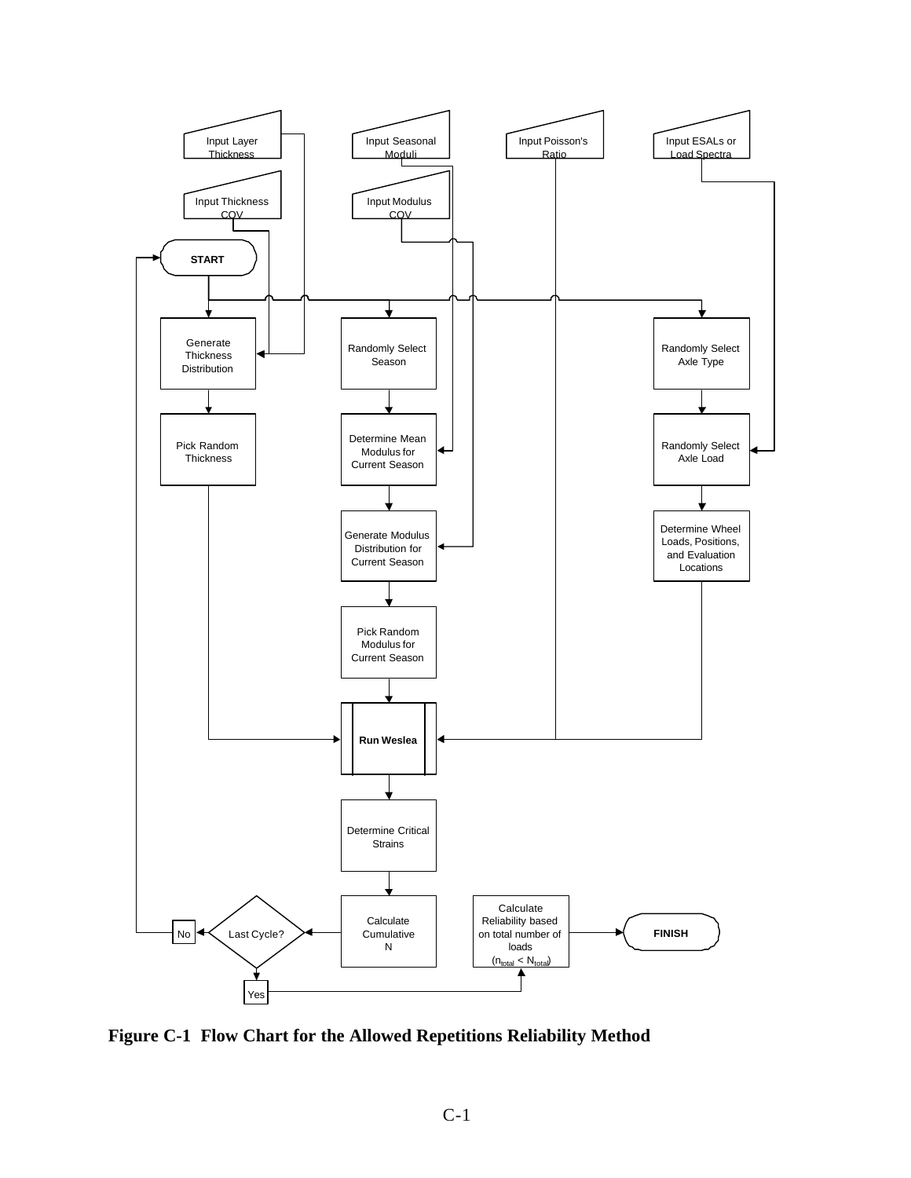Input Layer Thickness

Input Seasonal Moduli

Input Poisson's Ratio

Input ESALs or Load Spectra

Input Thickness COV

Input Modulus COV

**START**

Generate Thickness Distribution

Randomly Select Season

Randomly Select Axle Type

Pick Random Thickness

Determine Mean Modulus for Current Season

Randomly Select Axle Load

Generate Modulus Distribution for Current Season

Determine Wheel Loads, Positions, and Evaluation Locations

Pick Random Modulus for Current Season

**Run Weslea**

Determine Critical Strains

Calculate Cumulative N

Last Cycle?

No

Yes

Calculate Reliability based on total number of loads ($n_{total} < N_{total}$)

**FINISH**

**Figure C-1 Flow Chart for the Allowed Repetitions Reliability Method**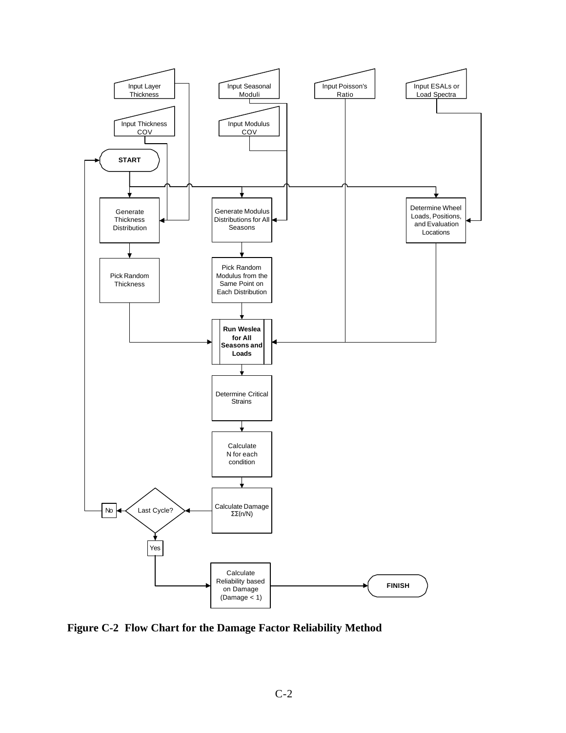Input Layer Thickness

Input Seasonal Moduli

Input Poisson's Ratio

Input ESALs or Load Spectra

Input Thickness COV

Input Modulus COV

**START**

Generate Thickness Distribution

Generate Modulus Distributions for All Seasons

Determine Wheel Loads, Positions, and Evaluation Locations

Pick Random Thickness

Pick Random Modulus from the Same Point on Each Distribution

**Run Weslea for All Seasons and Loads**

Determine Critical Strains

Calculate N for each condition

Calculate Damage $\Sigma\Sigma(n/N)$

Last Cycle?

No

Yes

Calculate Reliability based on Damage (Damage < 1)

**FINISH**

**Figure C-2 Flow Chart for the Damage Factor Reliability Method**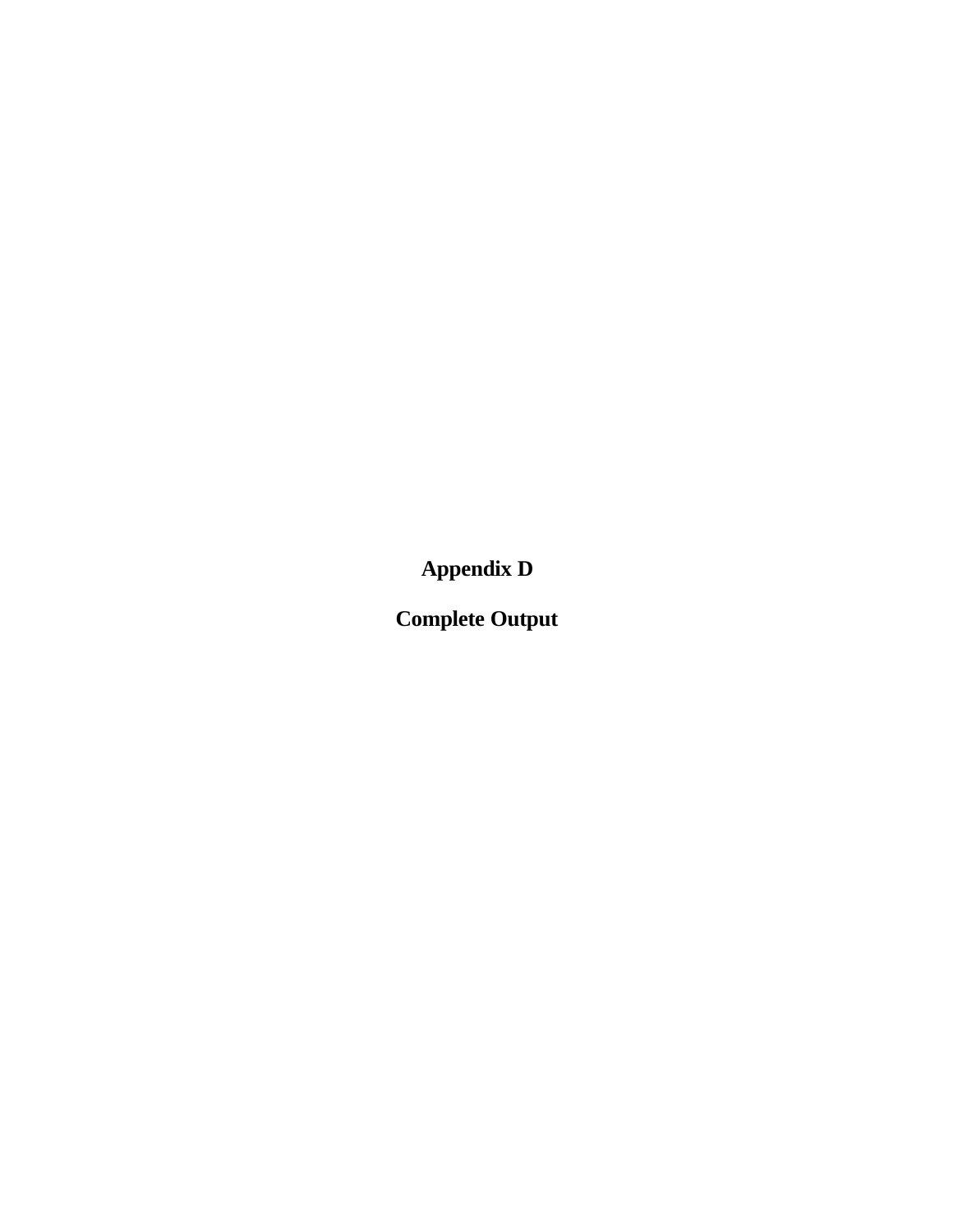# Appendix D

# Complete Output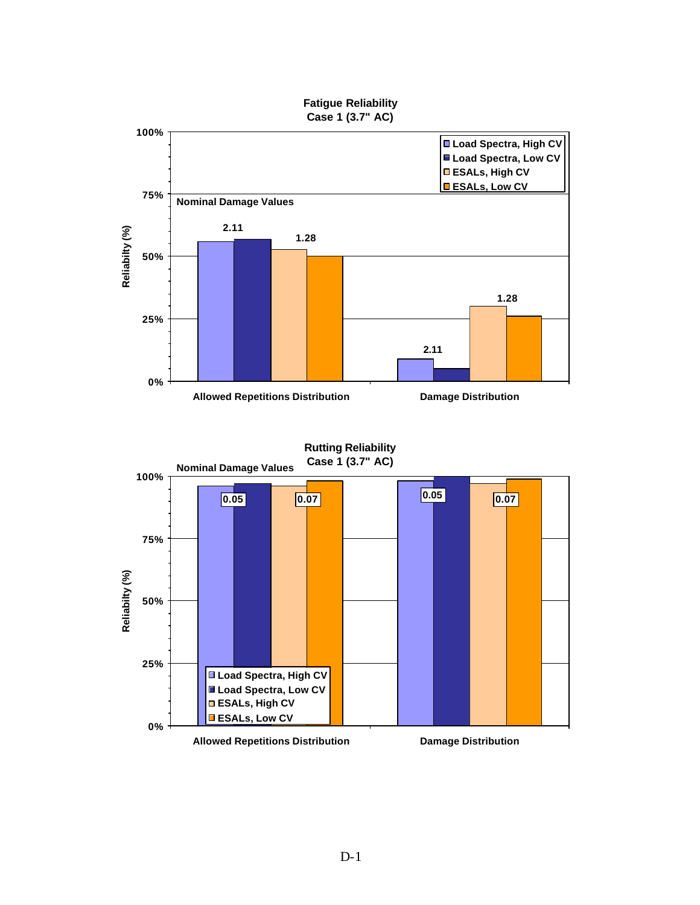**Fatigue Reliability**
**Case 1 (3.7" AC)**

Nominal Damage Values

| | Load Spectra, High CV | Load Spectra, Low CV | ESALs, High CV | ESALs, Low CV |
|---|---|---|---|---|
| Allowed Repetitions Distribution | ~56% | ~57% (2.11) | ~53% | ~50% (1.28) |
| Damage Distribution | ~9% | ~5% (2.11) | ~30% | ~26% (1.28) |

Reliabilty (%)

**Rutting Reliability**
**Case 1 (3.7" AC)**

Nominal Damage Values

| | Load Spectra, High CV | Load Spectra, Low CV | ESALs, High CV | ESALs, Low CV |
|---|---|---|---|---|
| Allowed Repetitions Distribution | ~96% | ~97% (0.05) | ~96% | ~98% (0.07) |
| Damage Distribution | ~98% | ~100% (0.05) | ~97% | ~99% (0.07) |

Reliabilty (%)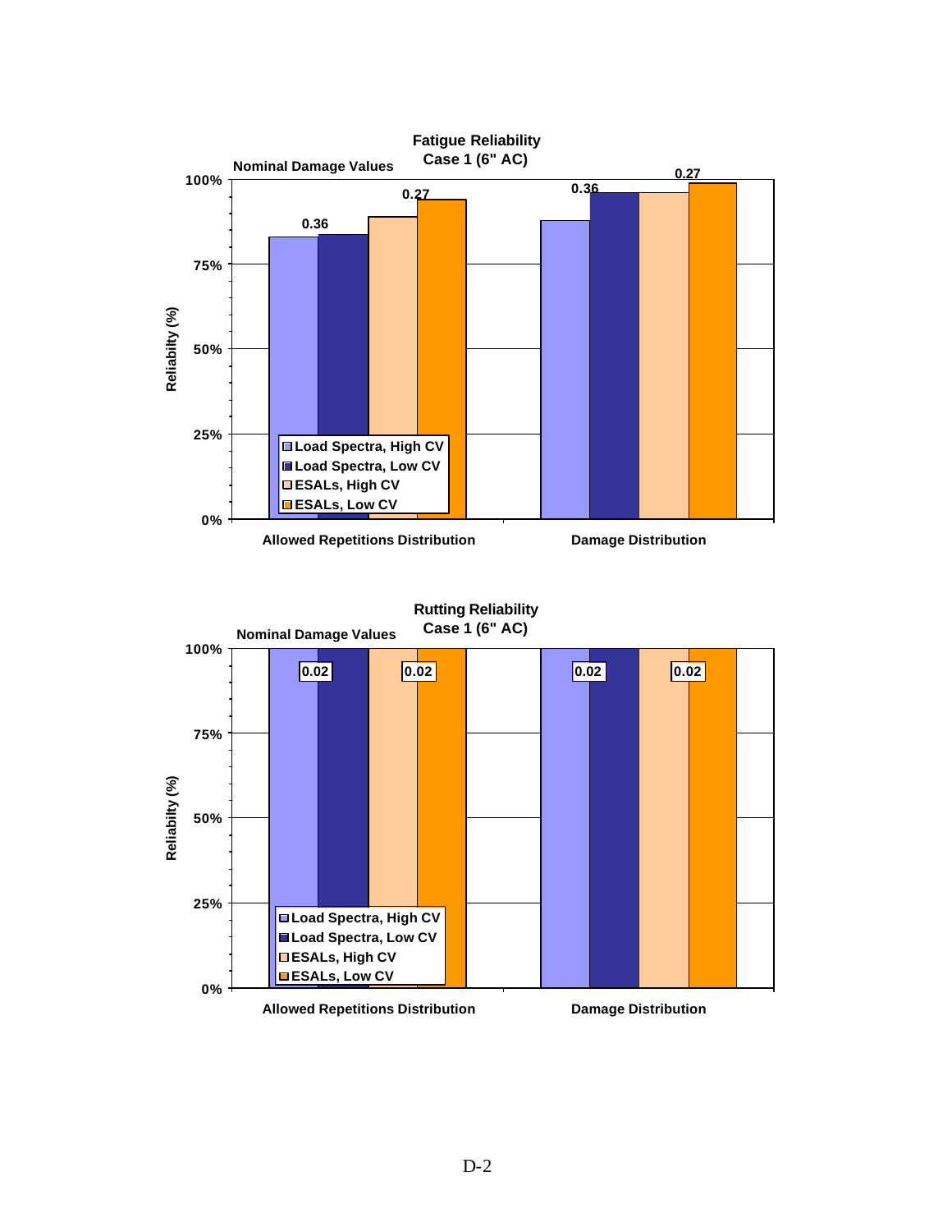**Fatigue Reliability**
**Case 1 (6" AC)**

Nominal Damage Values

| | Load Spectra, High CV | Load Spectra, Low CV | ESALs, High CV | ESALs, Low CV |
|---|---|---|---|---|
| Allowed Repetitions Distribution | | 0.36 | | 0.27 |
| Damage Distribution | | 0.36 | | 0.27 |

Reliabilty (%)

**Rutting Reliability**
**Case 1 (6" AC)**

Nominal Damage Values

| | Load Spectra, High CV | Load Spectra, Low CV | ESALs, High CV | ESALs, Low CV |
|---|---|---|---|---|
| Allowed Repetitions Distribution | | 0.02 | | 0.02 |
| Damage Distribution | | 0.02 | | 0.02 |

Reliabilty (%)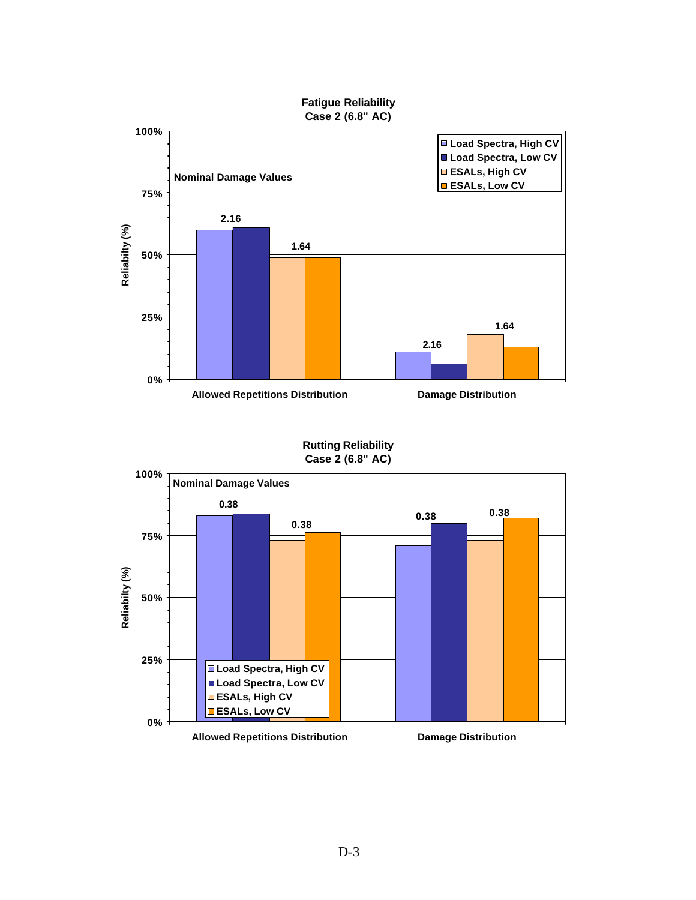**Fatigue Reliability**
**Case 2 (6.8" AC)**

Reliabilty (%): 0%, 25%, 50%, 75%, 100%

Nominal Damage Values

Legend: Load Spectra, High CV; Load Spectra, Low CV; ESALs, High CV; ESALs, Low CV

Allowed Repetitions Distribution: 2.16; 1.64

Damage Distribution: 2.16; 1.64

**Rutting Reliability**
**Case 2 (6.8" AC)**

Reliabilty (%): 0%, 25%, 50%, 75%, 100%

Nominal Damage Values

Legend: Load Spectra, High CV; Load Spectra, Low CV; ESALs, High CV; ESALs, Low CV

Allowed Repetitions Distribution: 0.38; 0.38

Damage Distribution: 0.38; 0.38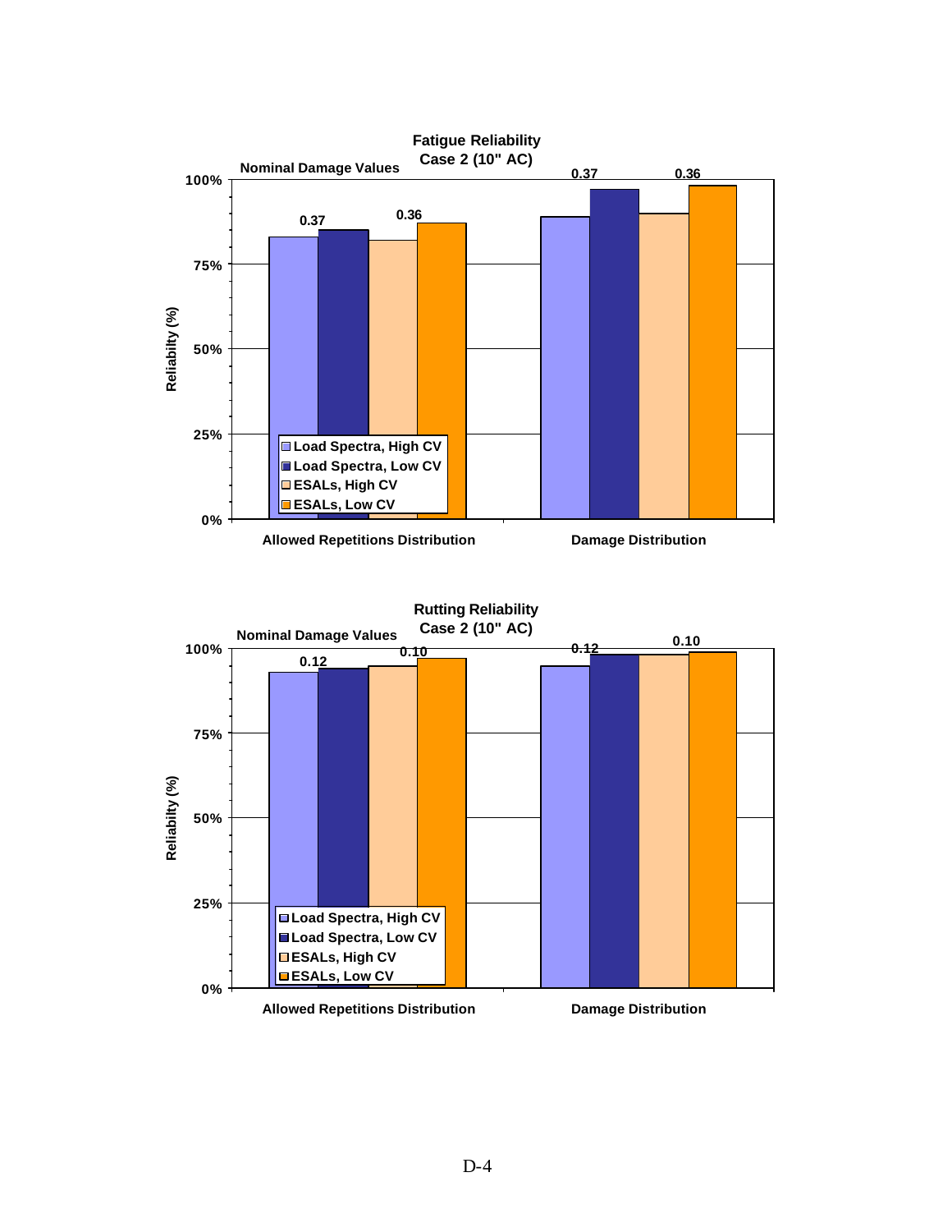**Fatigue Reliability**
**Case 2 (10" AC)**

Nominal Damage Values

| | Load Spectra, High CV | Load Spectra, Low CV | ESALs, High CV | ESALs, Low CV |
|---|---|---|---|---|
| Allowed Repetitions Distribution | 0.37 | | 0.36 | |
| Damage Distribution | 0.37 | | 0.36 | |

Reliabilty (%): 0%, 25%, 50%, 75%, 100%

**Rutting Reliability**
**Case 2 (10" AC)**

Nominal Damage Values

| | Load Spectra, High CV | Load Spectra, Low CV | ESALs, High CV | ESALs, Low CV |
|---|---|---|---|---|
| Allowed Repetitions Distribution | 0.12 | | 0.10 | |
| Damage Distribution | 0.12 | | 0.10 | |

Reliabilty (%): 0%, 25%, 50%, 75%, 100%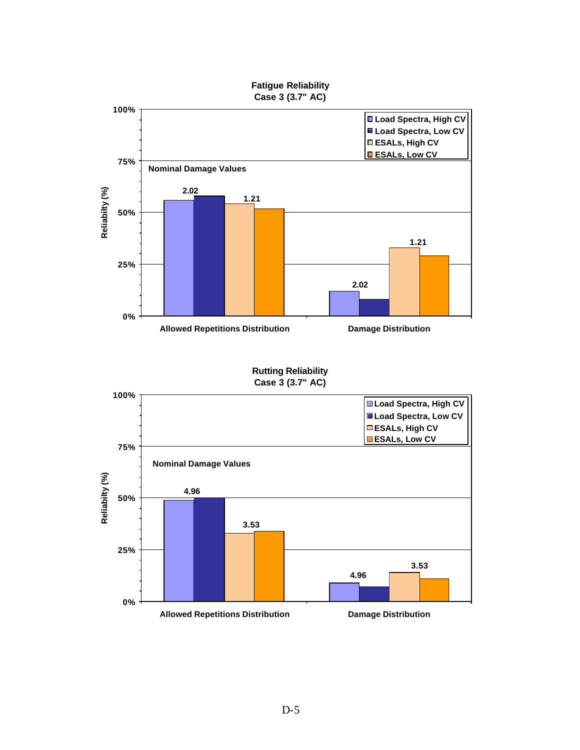**Fatigue Reliability**
**Case 3 (3.7" AC)**

Reliabilty (%)

Legend: Load Spectra, High CV; Load Spectra, Low CV; ESALs, High CV; ESALs, Low CV

Nominal Damage Values

| | Allowed Repetitions Distribution | Damage Distribution |
|---|---|---|
| Load Spectra (nominal damage) | 2.02 | 2.02 |
| ESALs (nominal damage) | 1.21 | 1.21 |

**Rutting Reliability**
**Case 3 (3.7" AC)**

Reliabilty (%)

Legend: Load Spectra, High CV; Load Spectra, Low CV; ESALs, High CV; ESALs, Low CV

Nominal Damage Values

| | Allowed Repetitions Distribution | Damage Distribution |
|---|---|---|
| Load Spectra (nominal damage) | 4.96 | 4.96 |
| ESALs (nominal damage) | 3.53 | 3.53 |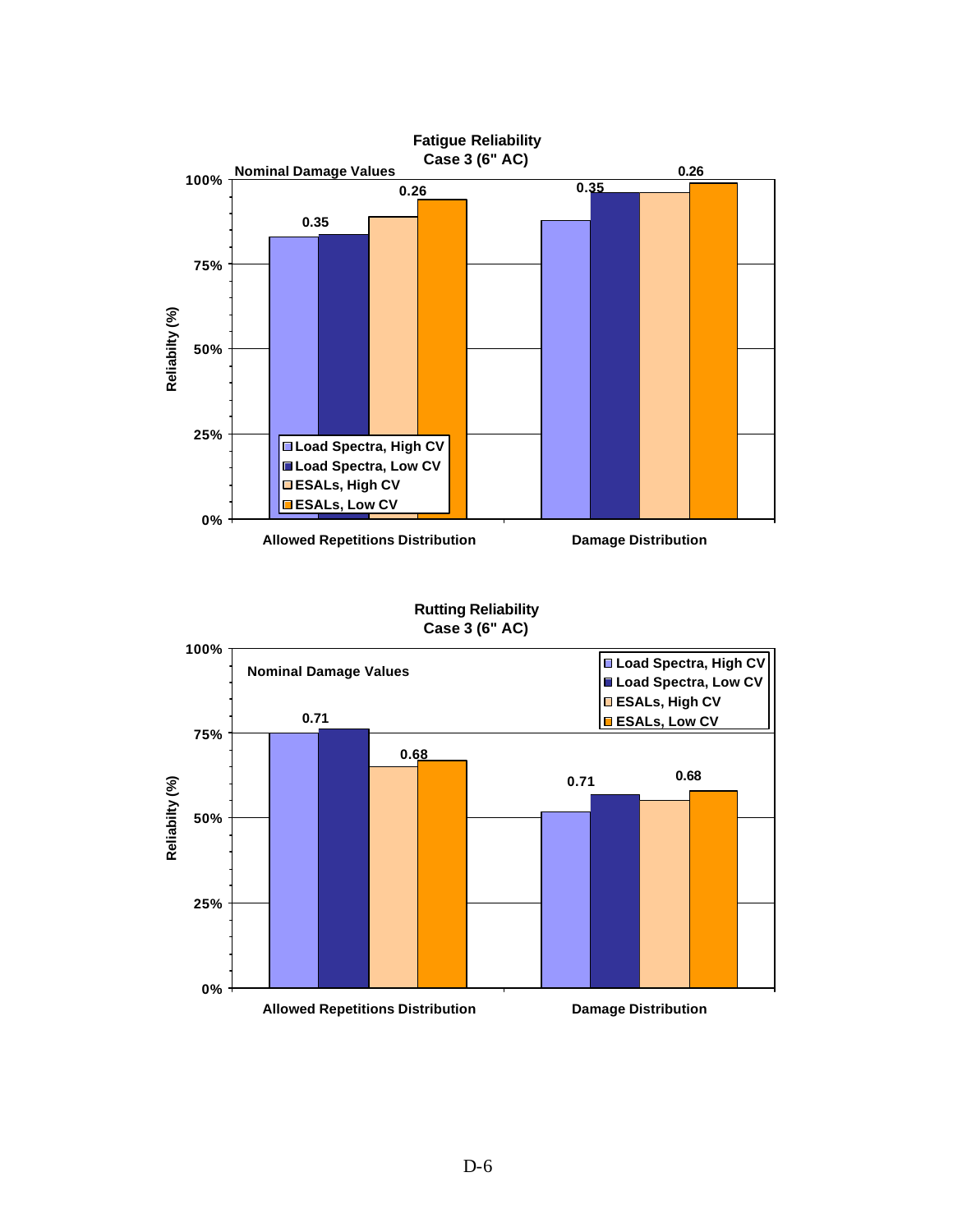**Fatigue Reliability**
**Case 3 (6" AC)**

Nominal Damage Values

| | Load Spectra, High CV | Load Spectra, Low CV | ESALs, High CV | ESALs, Low CV |
|---|---|---|---|---|
| Allowed Repetitions Distribution | 0.35 | | 0.26 | |
| Damage Distribution | 0.35 | | 0.26 | |

Reliabilty (%)

**Rutting Reliability**
**Case 3 (6" AC)**

Nominal Damage Values

| | Load Spectra, High CV | Load Spectra, Low CV | ESALs, High CV | ESALs, Low CV |
|---|---|---|---|---|
| Allowed Repetitions Distribution | 0.71 | | 0.68 | |
| Damage Distribution | 0.71 | | 0.68 | |

Reliabilty (%)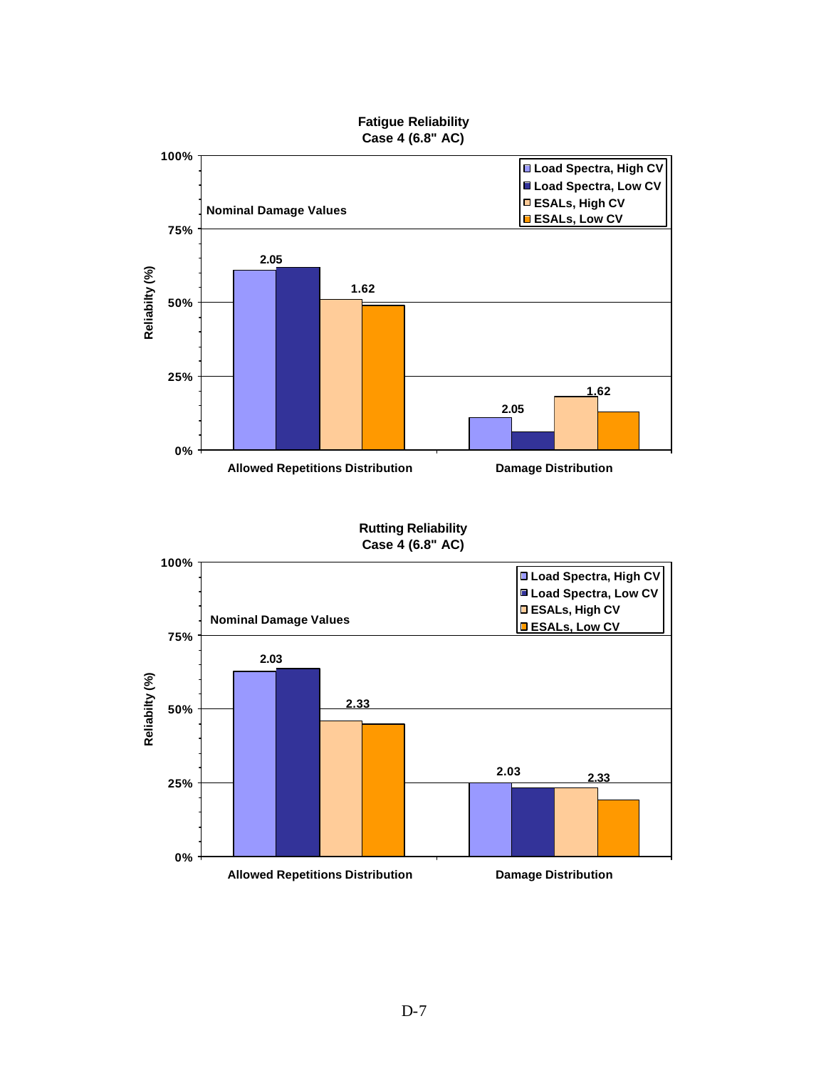**Fatigue Reliability**
**Case 4 (6.8" AC)**

Reliabilty (%)

Nominal Damage Values

- Load Spectra, High CV
- Load Spectra, Low CV
- ESALs, High CV
- ESALs, Low CV

| | Load Spectra (2.05) | | ESALs (1.62) | |
|---|---|---|---|---|
| | High CV | Low CV | High CV | Low CV |
| Allowed Repetitions Distribution | ~61% | ~62% | ~51% | ~49% |
| Damage Distribution | ~11% | ~6% | ~18% | ~13% |

**Rutting Reliability**
**Case 4 (6.8" AC)**

Reliabilty (%)

Nominal Damage Values

- Load Spectra, High CV
- Load Spectra, Low CV
- ESALs, High CV
- ESALs, Low CV

| | Load Spectra (2.03) | | ESALs (2.33) | |
|---|---|---|---|---|
| | High CV | Low CV | High CV | Low CV |
| Allowed Repetitions Distribution | ~63% | ~64% | ~46% | ~45% |
| Damage Distribution | ~25% | ~23% | ~23% | ~19% |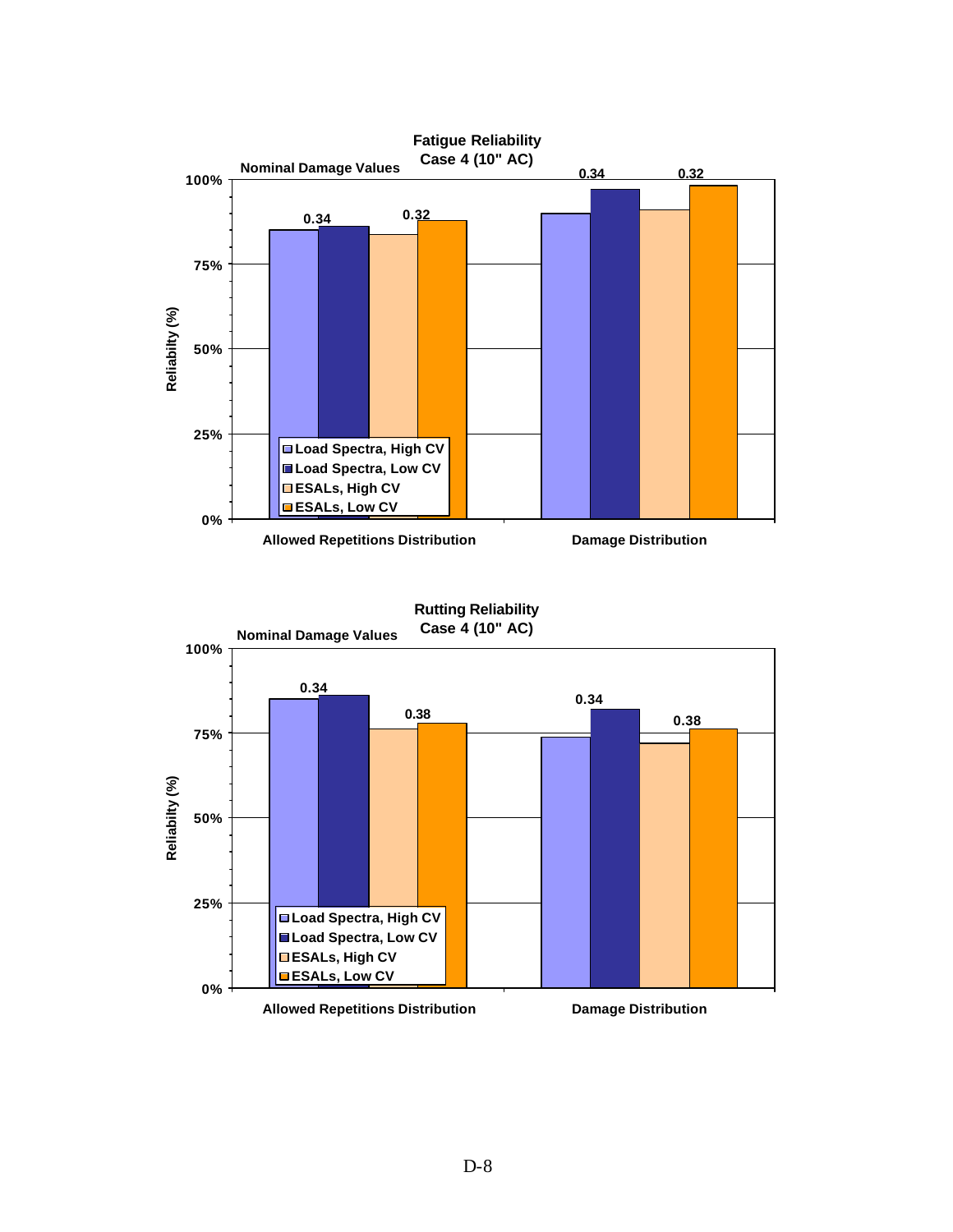Fatigue Reliability
Case 4 (10" AC)

Nominal Damage Values

100%
75%
50%
25%
0%

Reliabilty (%)

0.34
0.32
0.34
0.32

Load Spectra, High CV
Load Spectra, Low CV
ESALs, High CV
ESALs, Low CV

Allowed Repetitions Distribution
Damage Distribution

Rutting Reliability
Case 4 (10" AC)

Nominal Damage Values

100%
75%
50%
25%
0%

Reliabilty (%)

0.34
0.38
0.34
0.38

Load Spectra, High CV
Load Spectra, Low CV
ESALs, High CV
ESALs, Low CV

Allowed Repetitions Distribution
Damage Distribution